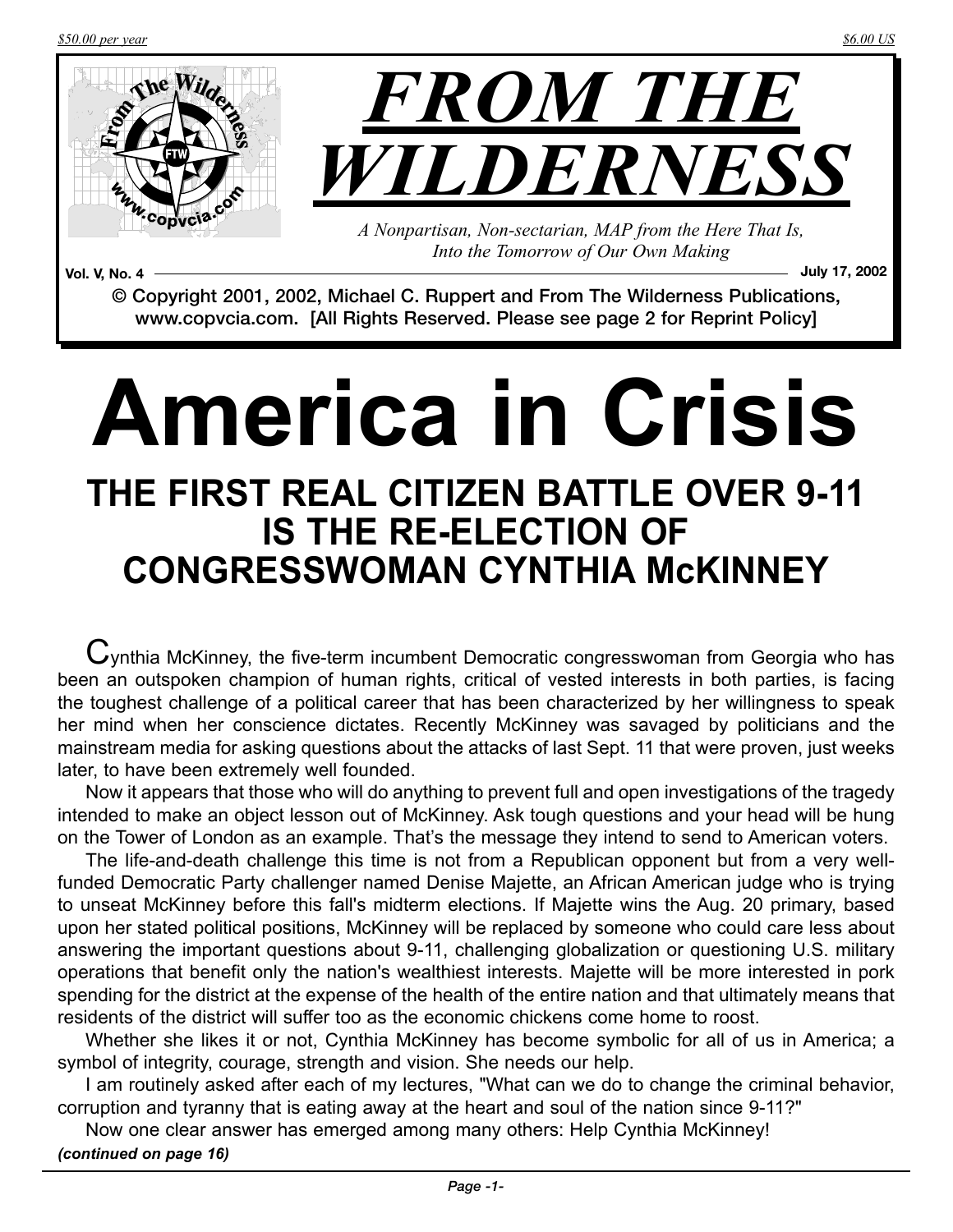*$50.00 per year* *$6.00 US*

# FROM THE WILDERNESS

*A Nonpartisan, Non-sectarian, MAP from the Here That Is, Into the Tomorrow of Our Own Making*

**Vol. V, No. 4** **July 17, 2002**

**© Copyright 2001, 2002, Michael C. Ruppert and From The Wilderness Publications, www.copvcia.com. [All Rights Reserved. Please see page 2 for Reprint Policy]**

# America in Crisis

## THE FIRST REAL CITIZEN BATTLE OVER 9-11 IS THE RE-ELECTION OF CONGRESSWOMAN CYNTHIA McKINNEY

Cynthia McKinney, the five-term incumbent Democratic congresswoman from Georgia who has been an outspoken champion of human rights, critical of vested interests in both parties, is facing the toughest challenge of a political career that has been characterized by her willingness to speak her mind when her conscience dictates. Recently McKinney was savaged by politicians and the mainstream media for asking questions about the attacks of last Sept. 11 that were proven, just weeks later, to have been extremely well founded.

Now it appears that those who will do anything to prevent full and open investigations of the tragedy intended to make an object lesson out of McKinney. Ask tough questions and your head will be hung on the Tower of London as an example. That's the message they intend to send to American voters.

The life-and-death challenge this time is not from a Republican opponent but from a very well-funded Democratic Party challenger named Denise Majette, an African American judge who is trying to unseat McKinney before this fall's midterm elections. If Majette wins the Aug. 20 primary, based upon her stated political positions, McKinney will be replaced by someone who could care less about answering the important questions about 9-11, challenging globalization or questioning U.S. military operations that benefit only the nation's wealthiest interests. Majette will be more interested in pork spending for the district at the expense of the health of the entire nation and that ultimately means that residents of the district will suffer too as the economic chickens come home to roost.

Whether she likes it or not, Cynthia McKinney has become symbolic for all of us in America; a symbol of integrity, courage, strength and vision. She needs our help.

I am routinely asked after each of my lectures, "What can we do to change the criminal behavior, corruption and tyranny that is eating away at the heart and soul of the nation since 9-11?"

Now one clear answer has emerged among many others: Help Cynthia McKinney!

***(continued on page 16)***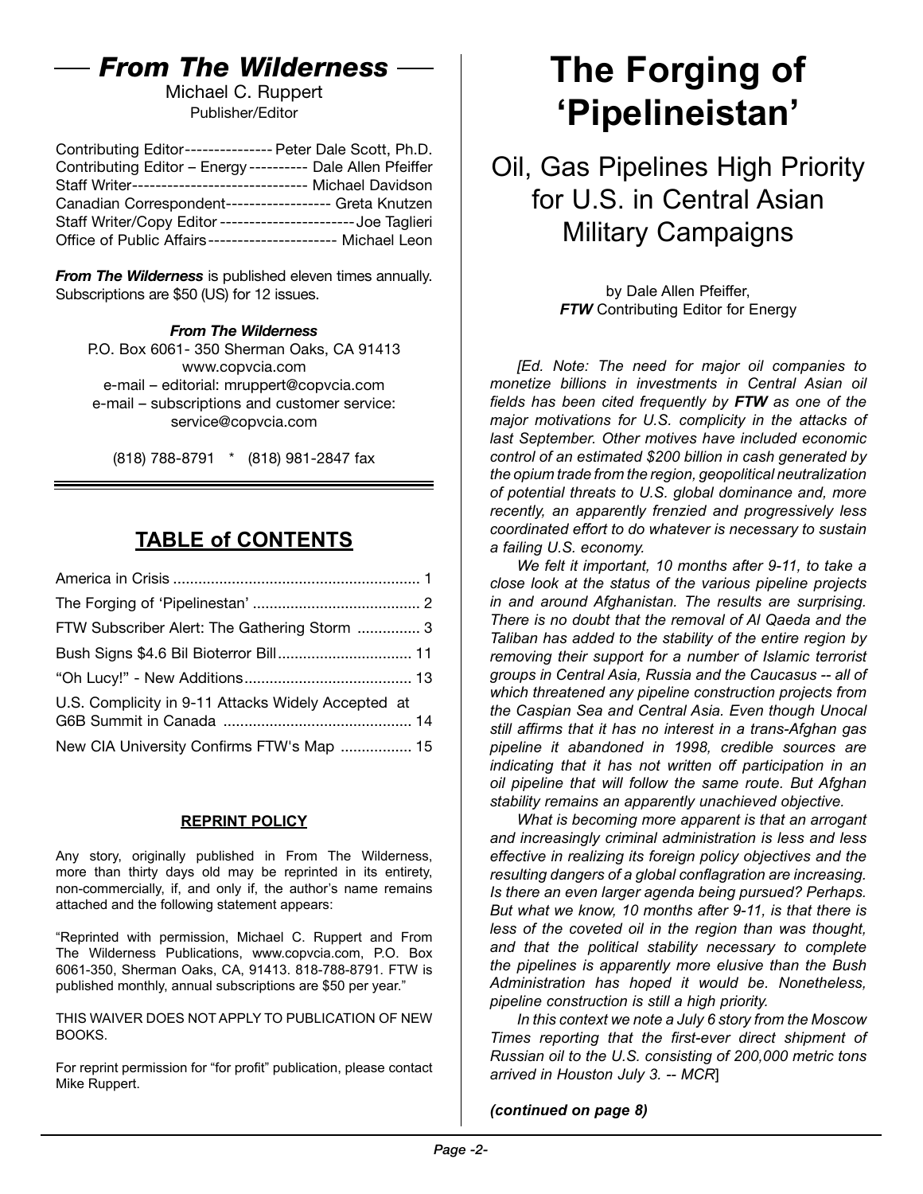## *From The Wilderness*

Michael C. Ruppert
Publisher/Editor

Contributing Editor--------------- Peter Dale Scott, Ph.D.
Contributing Editor – Energy---------- Dale Allen Pfeiffer
Staff Writer------------------------------ Michael Davidson
Canadian Correspondent------------------ Greta Knutzen
Staff Writer/Copy Editor -----------------------Joe Taglieri
Office of Public Affairs---------------------- Michael Leon

***From The Wilderness*** is published eleven times annually. Subscriptions are $50 (US) for 12 issues.

***From The Wilderness***
P.O. Box 6061- 350 Sherman Oaks, CA 91413
www.copvcia.com
e-mail – editorial: mruppert@copvcia.com
e-mail – subscriptions and customer service: service@copvcia.com

(818) 788-8791 * (818) 981-2847 fax

### TABLE of CONTENTS

| | |
|---|---|
| America in Crisis | 1 |
| The Forging of 'Pipelinestan' | 2 |
| FTW Subscriber Alert: The Gathering Storm | 3 |
| Bush Signs $4.6 Bil Bioterror Bill | 11 |
| "Oh Lucy!" - New Additions | 13 |
| U.S. Complicity in 9-11 Attacks Widely Accepted at G6B Summit in Canada | 14 |
| New CIA University Confirms FTW's Map | 15 |

#### REPRINT POLICY

Any story, originally published in From The Wilderness, more than thirty days old may be reprinted in its entirety, non-commercially, if, and only if, the author's name remains attached and the following statement appears:

"Reprinted with permission, Michael C. Ruppert and From The Wilderness Publications, www.copvcia.com, P.O. Box 6061-350, Sherman Oaks, CA, 91413. 818-788-8791. FTW is published monthly, annual subscriptions are $50 per year."

THIS WAIVER DOES NOT APPLY TO PUBLICATION OF NEW BOOKS.

For reprint permission for "for profit" publication, please contact Mike Ruppert.

# The Forging of 'Pipelineistan'

## Oil, Gas Pipelines High Priority for U.S. in Central Asian Military Campaigns

by Dale Allen Pfeiffer,
***FTW*** Contributing Editor for Energy

*[Ed. Note: The need for major oil companies to monetize billions in investments in Central Asian oil fields has been cited frequently by **FTW** as one of the major motivations for U.S. complicity in the attacks of last September. Other motives have included economic control of an estimated $200 billion in cash generated by the opium trade from the region, geopolitical neutralization of potential threats to U.S. global dominance and, more recently, an apparently frenzied and progressively less coordinated effort to do whatever is necessary to sustain a failing U.S. economy.*

*We felt it important, 10 months after 9-11, to take a close look at the status of the various pipeline projects in and around Afghanistan. The results are surprising. There is no doubt that the removal of Al Qaeda and the Taliban has added to the stability of the entire region by removing their support for a number of Islamic terrorist groups in Central Asia, Russia and the Caucasus -- all of which threatened any pipeline construction projects from the Caspian Sea and Central Asia. Even though Unocal still affirms that it has no interest in a trans-Afghan gas pipeline it abandoned in 1998, credible sources are indicating that it has not written off participation in an oil pipeline that will follow the same route. But Afghan stability remains an apparently unachieved objective.*

*What is becoming more apparent is that an arrogant and increasingly criminal administration is less and less effective in realizing its foreign policy objectives and the resulting dangers of a global conflagration are increasing. Is there an even larger agenda being pursued? Perhaps. But what we know, 10 months after 9-11, is that there is less of the coveted oil in the region than was thought, and that the political stability necessary to complete the pipelines is apparently more elusive than the Bush Administration has hoped it would be. Nonetheless, pipeline construction is still a high priority.*

*In this context we note a July 6 story from the Moscow Times reporting that the first-ever direct shipment of Russian oil to the U.S. consisting of 200,000 metric tons arrived in Houston July 3. -- MCR*]

***(continued on page 8)***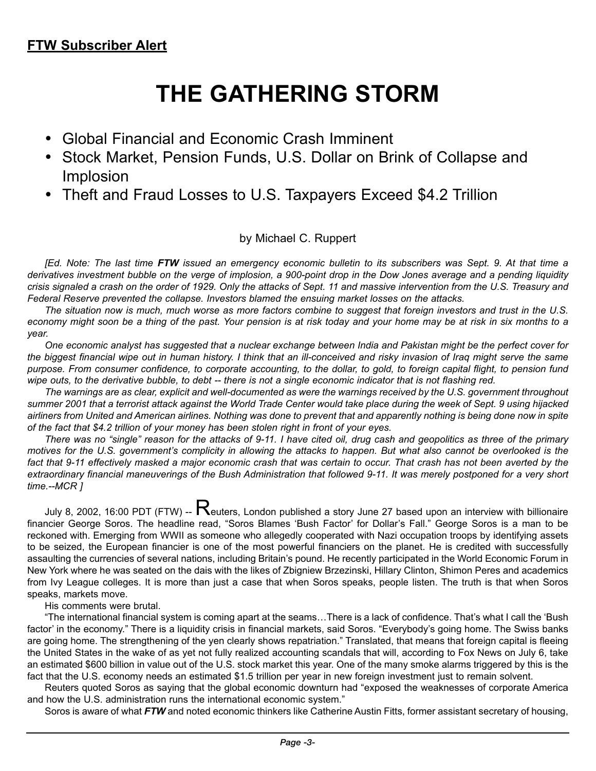**FTW Subscriber Alert**

# THE GATHERING STORM

- Global Financial and Economic Crash Imminent
- Stock Market, Pension Funds, U.S. Dollar on Brink of Collapse and Implosion
- Theft and Fraud Losses to U.S. Taxpayers Exceed $4.2 Trillion

by Michael C. Ruppert

*[Ed. Note: The last time **FTW** issued an emergency economic bulletin to its subscribers was Sept. 9. At that time a derivatives investment bubble on the verge of implosion, a 900-point drop in the Dow Jones average and a pending liquidity crisis signaled a crash on the order of 1929. Only the attacks of Sept. 11 and massive intervention from the U.S. Treasury and Federal Reserve prevented the collapse. Investors blamed the ensuing market losses on the attacks.*

*The situation now is much, much worse as more factors combine to suggest that foreign investors and trust in the U.S. economy might soon be a thing of the past. Your pension is at risk today and your home may be at risk in six months to a year.*

*One economic analyst has suggested that a nuclear exchange between India and Pakistan might be the perfect cover for the biggest financial wipe out in human history. I think that an ill-conceived and risky invasion of Iraq might serve the same purpose. From consumer confidence, to corporate accounting, to the dollar, to gold, to foreign capital flight, to pension fund wipe outs, to the derivative bubble, to debt -- there is not a single economic indicator that is not flashing red.*

*The warnings are as clear, explicit and well-documented as were the warnings received by the U.S. government throughout summer 2001 that a terrorist attack against the World Trade Center would take place during the week of Sept. 9 using hijacked airliners from United and American airlines. Nothing was done to prevent that and apparently nothing is being done now in spite of the fact that $4.2 trillion of your money has been stolen right in front of your eyes.*

*There was no "single" reason for the attacks of 9-11. I have cited oil, drug cash and geopolitics as three of the primary motives for the U.S. government's complicity in allowing the attacks to happen. But what also cannot be overlooked is the fact that 9-11 effectively masked a major economic crash that was certain to occur. That crash has not been averted by the extraordinary financial maneuverings of the Bush Administration that followed 9-11. It was merely postponed for a very short time.--MCR ]*

July 8, 2002, 16:00 PDT (FTW) -- Reuters, London published a story June 27 based upon an interview with billionaire financier George Soros. The headline read, "Soros Blames 'Bush Factor' for Dollar's Fall." George Soros is a man to be reckoned with. Emerging from WWII as someone who allegedly cooperated with Nazi occupation troops by identifying assets to be seized, the European financier is one of the most powerful financiers on the planet. He is credited with successfully assaulting the currencies of several nations, including Britain's pound. He recently participated in the World Economic Forum in New York where he was seated on the dais with the likes of Zbigniew Brzezinski, Hillary Clinton, Shimon Peres and academics from Ivy League colleges. It is more than just a case that when Soros speaks, people listen. The truth is that when Soros speaks, markets move.

His comments were brutal.

"The international financial system is coming apart at the seams…There is a lack of confidence. That's what I call the 'Bush factor' in the economy." There is a liquidity crisis in financial markets, said Soros. "Everybody's going home. The Swiss banks are going home. The strengthening of the yen clearly shows repatriation." Translated, that means that foreign capital is fleeing the United States in the wake of as yet not fully realized accounting scandals that will, according to Fox News on July 6, take an estimated $600 billion in value out of the U.S. stock market this year. One of the many smoke alarms triggered by this is the fact that the U.S. economy needs an estimated $1.5 trillion per year in new foreign investment just to remain solvent.

Reuters quoted Soros as saying that the global economic downturn had "exposed the weaknesses of corporate America and how the U.S. administration runs the international economic system."

Soros is aware of what ***FTW*** and noted economic thinkers like Catherine Austin Fitts, former assistant secretary of housing,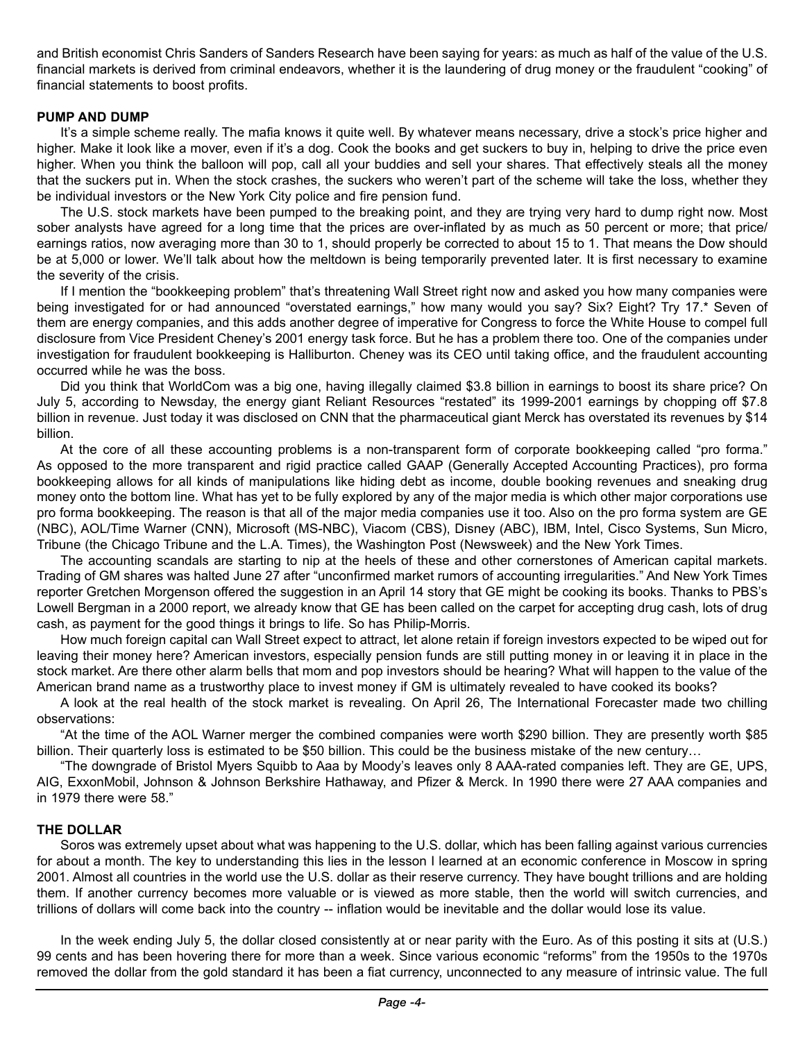and British economist Chris Sanders of Sanders Research have been saying for years: as much as half of the value of the U.S. financial markets is derived from criminal endeavors, whether it is the laundering of drug money or the fraudulent “cooking” of financial statements to boost profits.

**PUMP AND DUMP**

It’s a simple scheme really. The mafia knows it quite well. By whatever means necessary, drive a stock’s price higher and higher. Make it look like a mover, even if it’s a dog. Cook the books and get suckers to buy in, helping to drive the price even higher. When you think the balloon will pop, call all your buddies and sell your shares. That effectively steals all the money that the suckers put in. When the stock crashes, the suckers who weren’t part of the scheme will take the loss, whether they be individual investors or the New York City police and fire pension fund.

The U.S. stock markets have been pumped to the breaking point, and they are trying very hard to dump right now. Most sober analysts have agreed for a long time that the prices are over-inflated by as much as 50 percent or more; that price/earnings ratios, now averaging more than 30 to 1, should properly be corrected to about 15 to 1. That means the Dow should be at 5,000 or lower. We’ll talk about how the meltdown is being temporarily prevented later. It is first necessary to examine the severity of the crisis.

If I mention the “bookkeeping problem” that’s threatening Wall Street right now and asked you how many companies were being investigated for or had announced “overstated earnings,” how many would you say? Six? Eight? Try 17.* Seven of them are energy companies, and this adds another degree of imperative for Congress to force the White House to compel full disclosure from Vice President Cheney’s 2001 energy task force. But he has a problem there too. One of the companies under investigation for fraudulent bookkeeping is Halliburton. Cheney was its CEO until taking office, and the fraudulent accounting occurred while he was the boss.

Did you think that WorldCom was a big one, having illegally claimed $3.8 billion in earnings to boost its share price? On July 5, according to Newsday, the energy giant Reliant Resources “restated” its 1999-2001 earnings by chopping off $7.8 billion in revenue. Just today it was disclosed on CNN that the pharmaceutical giant Merck has overstated its revenues by $14 billion.

At the core of all these accounting problems is a non-transparent form of corporate bookkeeping called “pro forma.” As opposed to the more transparent and rigid practice called GAAP (Generally Accepted Accounting Practices), pro forma bookkeeping allows for all kinds of manipulations like hiding debt as income, double booking revenues and sneaking drug money onto the bottom line. What has yet to be fully explored by any of the major media is which other major corporations use pro forma bookkeeping. The reason is that all of the major media companies use it too. Also on the pro forma system are GE (NBC), AOL/Time Warner (CNN), Microsoft (MS-NBC), Viacom (CBS), Disney (ABC), IBM, Intel, Cisco Systems, Sun Micro, Tribune (the Chicago Tribune and the L.A. Times), the Washington Post (Newsweek) and the New York Times.

The accounting scandals are starting to nip at the heels of these and other cornerstones of American capital markets. Trading of GM shares was halted June 27 after “unconfirmed market rumors of accounting irregularities.” And New York Times reporter Gretchen Morgenson offered the suggestion in an April 14 story that GE might be cooking its books. Thanks to PBS’s Lowell Bergman in a 2000 report, we already know that GE has been called on the carpet for accepting drug cash, lots of drug cash, as payment for the good things it brings to life. So has Philip-Morris.

How much foreign capital can Wall Street expect to attract, let alone retain if foreign investors expected to be wiped out for leaving their money here? American investors, especially pension funds are still putting money in or leaving it in place in the stock market. Are there other alarm bells that mom and pop investors should be hearing? What will happen to the value of the American brand name as a trustworthy place to invest money if GM is ultimately revealed to have cooked its books?

A look at the real health of the stock market is revealing. On April 26, The International Forecaster made two chilling observations:

“At the time of the AOL Warner merger the combined companies were worth $290 billion. They are presently worth $85 billion. Their quarterly loss is estimated to be $50 billion. This could be the business mistake of the new century…

“The downgrade of Bristol Myers Squibb to Aaa by Moody’s leaves only 8 AAA-rated companies left. They are GE, UPS, AIG, ExxonMobil, Johnson & Johnson Berkshire Hathaway, and Pfizer & Merck. In 1990 there were 27 AAA companies and in 1979 there were 58.”

**THE DOLLAR**

Soros was extremely upset about what was happening to the U.S. dollar, which has been falling against various currencies for about a month. The key to understanding this lies in the lesson I learned at an economic conference in Moscow in spring 2001. Almost all countries in the world use the U.S. dollar as their reserve currency. They have bought trillions and are holding them. If another currency becomes more valuable or is viewed as more stable, then the world will switch currencies, and trillions of dollars will come back into the country -- inflation would be inevitable and the dollar would lose its value.

In the week ending July 5, the dollar closed consistently at or near parity with the Euro. As of this posting it sits at (U.S.) 99 cents and has been hovering there for more than a week. Since various economic “reforms” from the 1950s to the 1970s removed the dollar from the gold standard it has been a fiat currency, unconnected to any measure of intrinsic value. The full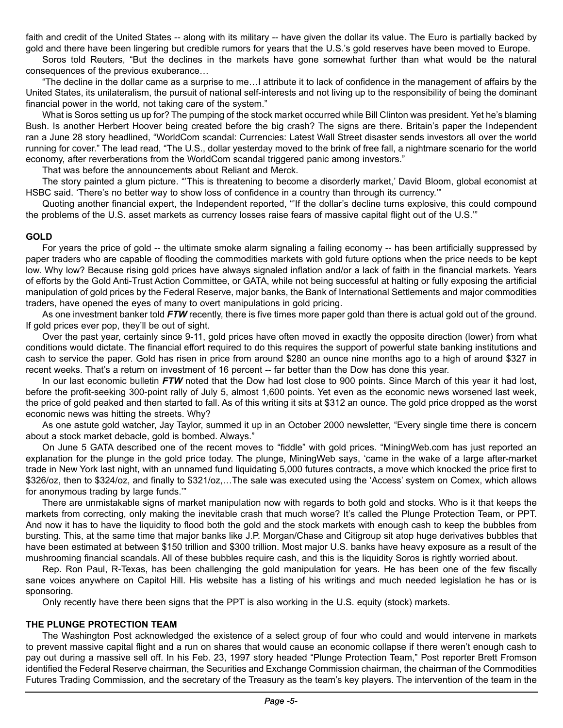faith and credit of the United States -- along with its military -- have given the dollar its value. The Euro is partially backed by gold and there have been lingering but credible rumors for years that the U.S.'s gold reserves have been moved to Europe.

Soros told Reuters, "But the declines in the markets have gone somewhat further than what would be the natural consequences of the previous exuberance…

"The decline in the dollar came as a surprise to me…I attribute it to lack of confidence in the management of affairs by the United States, its unilateralism, the pursuit of national self-interests and not living up to the responsibility of being the dominant financial power in the world, not taking care of the system."

What is Soros setting us up for? The pumping of the stock market occurred while Bill Clinton was president. Yet he's blaming Bush. Is another Herbert Hoover being created before the big crash? The signs are there. Britain's paper the Independent ran a June 28 story headlined, "WorldCom scandal: Currencies: Latest Wall Street disaster sends investors all over the world running for cover." The lead read, "The U.S., dollar yesterday moved to the brink of free fall, a nightmare scenario for the world economy, after reverberations from the WorldCom scandal triggered panic among investors."

That was before the announcements about Reliant and Merck.

The story painted a glum picture. "'This is threatening to become a disorderly market,' David Bloom, global economist at HSBC said. 'There's no better way to show loss of confidence in a country than through its currency.'"

Quoting another financial expert, the Independent reported, "'If the dollar's decline turns explosive, this could compound the problems of the U.S. asset markets as currency losses raise fears of massive capital flight out of the U.S.'"

### GOLD

For years the price of gold -- the ultimate smoke alarm signaling a failing economy -- has been artificially suppressed by paper traders who are capable of flooding the commodities markets with gold future options when the price needs to be kept low. Why low? Because rising gold prices have always signaled inflation and/or a lack of faith in the financial markets. Years of efforts by the Gold Anti-Trust Action Committee, or GATA, while not being successful at halting or fully exposing the artificial manipulation of gold prices by the Federal Reserve, major banks, the Bank of International Settlements and major commodities traders, have opened the eyes of many to overt manipulations in gold pricing.

As one investment banker told ***FTW*** recently, there is five times more paper gold than there is actual gold out of the ground. If gold prices ever pop, they'll be out of sight.

Over the past year, certainly since 9-11, gold prices have often moved in exactly the opposite direction (lower) from what conditions would dictate. The financial effort required to do this requires the support of powerful state banking institutions and cash to service the paper. Gold has risen in price from around $280 an ounce nine months ago to a high of around $327 in recent weeks. That's a return on investment of 16 percent -- far better than the Dow has done this year.

In our last economic bulletin ***FTW*** noted that the Dow had lost close to 900 points. Since March of this year it had lost, before the profit-seeking 300-point rally of July 5, almost 1,600 points. Yet even as the economic news worsened last week, the price of gold peaked and then started to fall. As of this writing it sits at $312 an ounce. The gold price dropped as the worst economic news was hitting the streets. Why?

As one astute gold watcher, Jay Taylor, summed it up in an October 2000 newsletter, "Every single time there is concern about a stock market debacle, gold is bombed. Always."

On June 5 GATA described one of the recent moves to "fiddle" with gold prices. "MiningWeb.com has just reported an explanation for the plunge in the gold price today. The plunge, MiningWeb says, 'came in the wake of a large after-market trade in New York last night, with an unnamed fund liquidating 5,000 futures contracts, a move which knocked the price first to $326/oz, then to $324/oz, and finally to $321/oz,…The sale was executed using the 'Access' system on Comex, which allows for anonymous trading by large funds.'"

There are unmistakable signs of market manipulation now with regards to both gold and stocks. Who is it that keeps the markets from correcting, only making the inevitable crash that much worse? It's called the Plunge Protection Team, or PPT. And now it has to have the liquidity to flood both the gold and the stock markets with enough cash to keep the bubbles from bursting. This, at the same time that major banks like J.P. Morgan/Chase and Citigroup sit atop huge derivatives bubbles that have been estimated at between $150 trillion and $300 trillion. Most major U.S. banks have heavy exposure as a result of the mushrooming financial scandals. All of these bubbles require cash, and this is the liquidity Soros is rightly worried about.

Rep. Ron Paul, R-Texas, has been challenging the gold manipulation for years. He has been one of the few fiscally sane voices anywhere on Capitol Hill. His website has a listing of his writings and much needed legislation he has or is sponsoring.

Only recently have there been signs that the PPT is also working in the U.S. equity (stock) markets.

### THE PLUNGE PROTECTION TEAM

The Washington Post acknowledged the existence of a select group of four who could and would intervene in markets to prevent massive capital flight and a run on shares that would cause an economic collapse if there weren't enough cash to pay out during a massive sell off. In his Feb. 23, 1997 story headed "Plunge Protection Team," Post reporter Brett Fromson identified the Federal Reserve chairman, the Securities and Exchange Commission chairman, the chairman of the Commodities Futures Trading Commission, and the secretary of the Treasury as the team's key players. The intervention of the team in the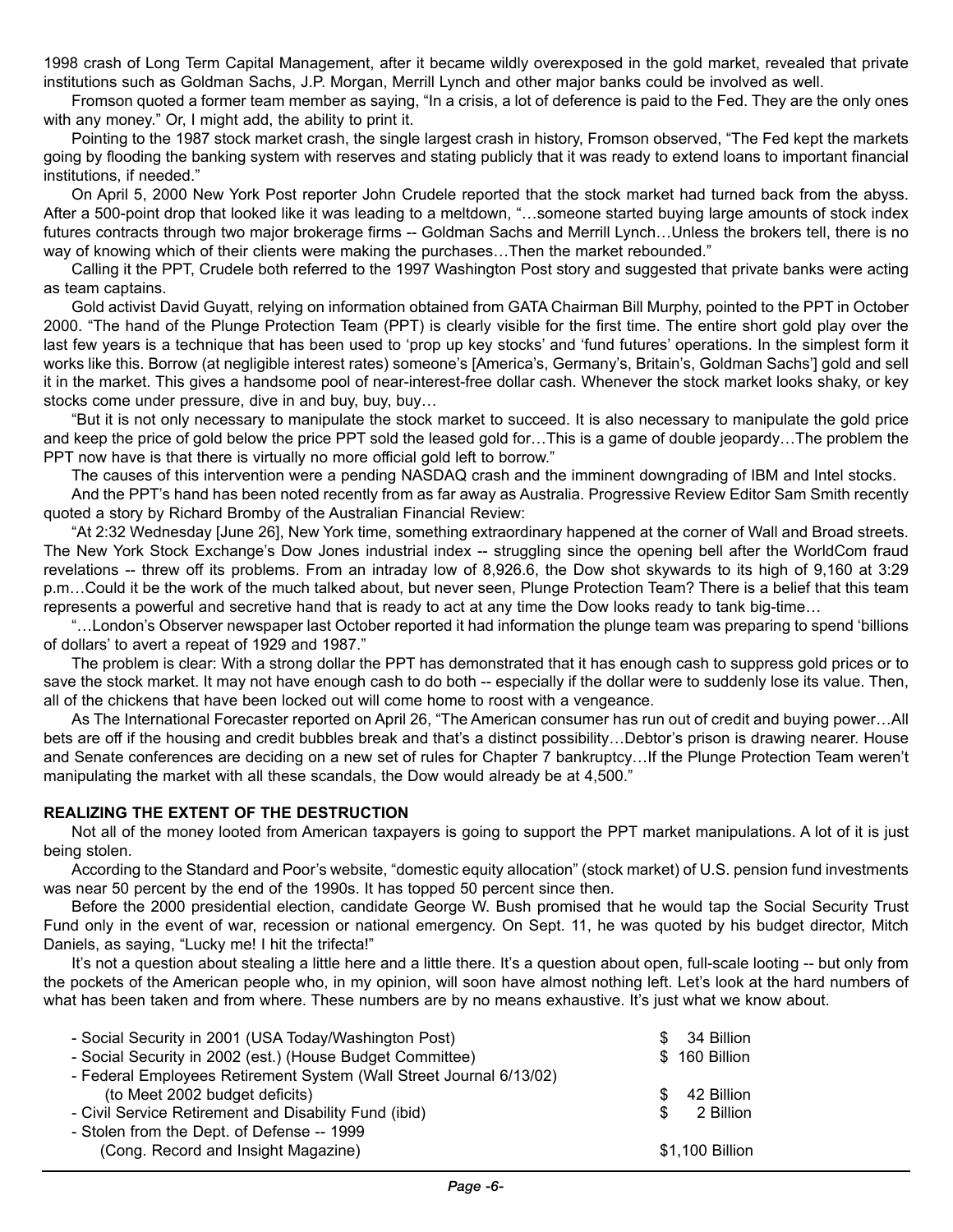1998 crash of Long Term Capital Management, after it became wildly overexposed in the gold market, revealed that private institutions such as Goldman Sachs, J.P. Morgan, Merrill Lynch and other major banks could be involved as well.

Fromson quoted a former team member as saying, "In a crisis, a lot of deference is paid to the Fed. They are the only ones with any money." Or, I might add, the ability to print it.

Pointing to the 1987 stock market crash, the single largest crash in history, Fromson observed, "The Fed kept the markets going by flooding the banking system with reserves and stating publicly that it was ready to extend loans to important financial institutions, if needed."

On April 5, 2000 New York Post reporter John Crudele reported that the stock market had turned back from the abyss. After a 500-point drop that looked like it was leading to a meltdown, "…someone started buying large amounts of stock index futures contracts through two major brokerage firms -- Goldman Sachs and Merrill Lynch…Unless the brokers tell, there is no way of knowing which of their clients were making the purchases…Then the market rebounded."

Calling it the PPT, Crudele both referred to the 1997 Washington Post story and suggested that private banks were acting as team captains.

Gold activist David Guyatt, relying on information obtained from GATA Chairman Bill Murphy, pointed to the PPT in October 2000. "The hand of the Plunge Protection Team (PPT) is clearly visible for the first time. The entire short gold play over the last few years is a technique that has been used to 'prop up key stocks' and 'fund futures' operations. In the simplest form it works like this. Borrow (at negligible interest rates) someone's [America's, Germany's, Britain's, Goldman Sachs'] gold and sell it in the market. This gives a handsome pool of near-interest-free dollar cash. Whenever the stock market looks shaky, or key stocks come under pressure, dive in and buy, buy, buy…

"But it is not only necessary to manipulate the stock market to succeed. It is also necessary to manipulate the gold price and keep the price of gold below the price PPT sold the leased gold for…This is a game of double jeopardy…The problem the PPT now have is that there is virtually no more official gold left to borrow."

The causes of this intervention were a pending NASDAQ crash and the imminent downgrading of IBM and Intel stocks.

And the PPT's hand has been noted recently from as far away as Australia. Progressive Review Editor Sam Smith recently quoted a story by Richard Bromby of the Australian Financial Review:

"At 2:32 Wednesday [June 26], New York time, something extraordinary happened at the corner of Wall and Broad streets. The New York Stock Exchange's Dow Jones industrial index -- struggling since the opening bell after the WorldCom fraud revelations -- threw off its problems. From an intraday low of 8,926.6, the Dow shot skywards to its high of 9,160 at 3:29 p.m…Could it be the work of the much talked about, but never seen, Plunge Protection Team? There is a belief that this team represents a powerful and secretive hand that is ready to act at any time the Dow looks ready to tank big-time…

"…London's Observer newspaper last October reported it had information the plunge team was preparing to spend 'billions of dollars' to avert a repeat of 1929 and 1987."

The problem is clear: With a strong dollar the PPT has demonstrated that it has enough cash to suppress gold prices or to save the stock market. It may not have enough cash to do both -- especially if the dollar were to suddenly lose its value. Then, all of the chickens that have been locked out will come home to roost with a vengeance.

As The International Forecaster reported on April 26, "The American consumer has run out of credit and buying power…All bets are off if the housing and credit bubbles break and that's a distinct possibility…Debtor's prison is drawing nearer. House and Senate conferences are deciding on a new set of rules for Chapter 7 bankruptcy…If the Plunge Protection Team weren't manipulating the market with all these scandals, the Dow would already be at 4,500."

**REALIZING THE EXTENT OF THE DESTRUCTION**

Not all of the money looted from American taxpayers is going to support the PPT market manipulations. A lot of it is just being stolen.

According to the Standard and Poor's website, "domestic equity allocation" (stock market) of U.S. pension fund investments was near 50 percent by the end of the 1990s. It has topped 50 percent since then.

Before the 2000 presidential election, candidate George W. Bush promised that he would tap the Social Security Trust Fund only in the event of war, recession or national emergency. On Sept. 11, he was quoted by his budget director, Mitch Daniels, as saying, "Lucky me! I hit the trifecta!"

It's not a question about stealing a little here and a little there. It's a question about open, full-scale looting -- but only from the pockets of the American people who, in my opinion, will soon have almost nothing left. Let's look at the hard numbers of what has been taken and from where. These numbers are by no means exhaustive. It's just what we know about.

| | |
|---|---|
| - Social Security in 2001 (USA Today/Washington Post) | $ 34 Billion |
| - Social Security in 2002 (est.) (House Budget Committee) | $ 160 Billion |
| - Federal Employees Retirement System (Wall Street Journal 6/13/02) (to Meet 2002 budget deficits) | $ 42 Billion |
| - Civil Service Retirement and Disability Fund (ibid) | $ 2 Billion |
| - Stolen from the Dept. of Defense -- 1999 (Cong. Record and Insight Magazine) | $1,100 Billion |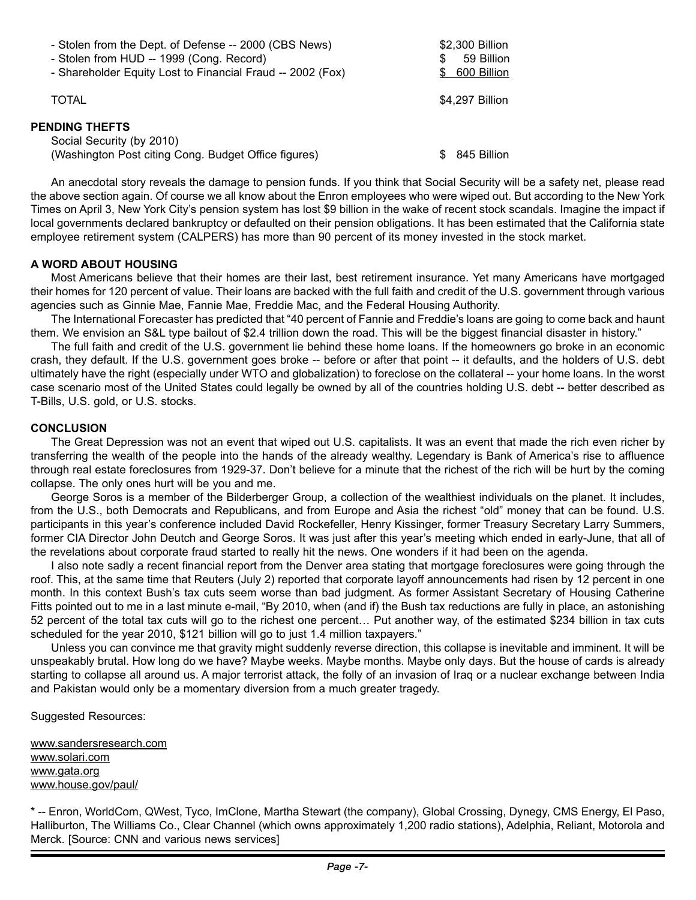| | |
|---|---|
| - Stolen from the Dept. of Defense -- 2000 (CBS News) | $2,300 Billion |
| - Stolen from HUD -- 1999 (Cong. Record) | $ 59 Billion |
| - Shareholder Equity Lost to Financial Fraud -- 2002 (Fox) | $ 600 Billion |
| TOTAL | $4,297 Billion |

**PENDING THEFTS**

| | |
|---|---|
| Social Security (by 2010) (Washington Post citing Cong. Budget Office figures) | $ 845 Billion |

An anecdotal story reveals the damage to pension funds. If you think that Social Security will be a safety net, please read the above section again. Of course we all know about the Enron employees who were wiped out. But according to the New York Times on April 3, New York City's pension system has lost $9 billion in the wake of recent stock scandals. Imagine the impact if local governments declared bankruptcy or defaulted on their pension obligations. It has been estimated that the California state employee retirement system (CALPERS) has more than 90 percent of its money invested in the stock market.

**A WORD ABOUT HOUSING**

Most Americans believe that their homes are their last, best retirement insurance. Yet many Americans have mortgaged their homes for 120 percent of value. Their loans are backed with the full faith and credit of the U.S. government through various agencies such as Ginnie Mae, Fannie Mae, Freddie Mac, and the Federal Housing Authority.

The International Forecaster has predicted that "40 percent of Fannie and Freddie's loans are going to come back and haunt them. We envision an S&L type bailout of $2.4 trillion down the road. This will be the biggest financial disaster in history."

The full faith and credit of the U.S. government lie behind these home loans. If the homeowners go broke in an economic crash, they default. If the U.S. government goes broke -- before or after that point -- it defaults, and the holders of U.S. debt ultimately have the right (especially under WTO and globalization) to foreclose on the collateral -- your home loans. In the worst case scenario most of the United States could legally be owned by all of the countries holding U.S. debt -- better described as T-Bills, U.S. gold, or U.S. stocks.

**CONCLUSION**

The Great Depression was not an event that wiped out U.S. capitalists. It was an event that made the rich even richer by transferring the wealth of the people into the hands of the already wealthy. Legendary is Bank of America's rise to affluence through real estate foreclosures from 1929-37. Don't believe for a minute that the richest of the rich will be hurt by the coming collapse. The only ones hurt will be you and me.

George Soros is a member of the Bilderberger Group, a collection of the wealthiest individuals on the planet. It includes, from the U.S., both Democrats and Republicans, and from Europe and Asia the richest "old" money that can be found. U.S. participants in this year's conference included David Rockefeller, Henry Kissinger, former Treasury Secretary Larry Summers, former CIA Director John Deutch and George Soros. It was just after this year's meeting which ended in early-June, that all of the revelations about corporate fraud started to really hit the news. One wonders if it had been on the agenda.

I also note sadly a recent financial report from the Denver area stating that mortgage foreclosures were going through the roof. This, at the same time that Reuters (July 2) reported that corporate layoff announcements had risen by 12 percent in one month. In this context Bush's tax cuts seem worse than bad judgment. As former Assistant Secretary of Housing Catherine Fitts pointed out to me in a last minute e-mail, "By 2010, when (and if) the Bush tax reductions are fully in place, an astonishing 52 percent of the total tax cuts will go to the richest one percent… Put another way, of the estimated $234 billion in tax cuts scheduled for the year 2010, $121 billion will go to just 1.4 million taxpayers."

Unless you can convince me that gravity might suddenly reverse direction, this collapse is inevitable and imminent. It will be unspeakably brutal. How long do we have? Maybe weeks. Maybe months. Maybe only days. But the house of cards is already starting to collapse all around us. A major terrorist attack, the folly of an invasion of Iraq or a nuclear exchange between India and Pakistan would only be a momentary diversion from a much greater tragedy.

Suggested Resources:

www.sandersresearch.com
www.solari.com
www.gata.org
www.house.gov/paul/

* -- Enron, WorldCom, QWest, Tyco, ImClone, Martha Stewart (the company), Global Crossing, Dynegy, CMS Energy, El Paso, Halliburton, The Williams Co., Clear Channel (which owns approximately 1,200 radio stations), Adelphia, Reliant, Motorola and Merck. [Source: CNN and various news services]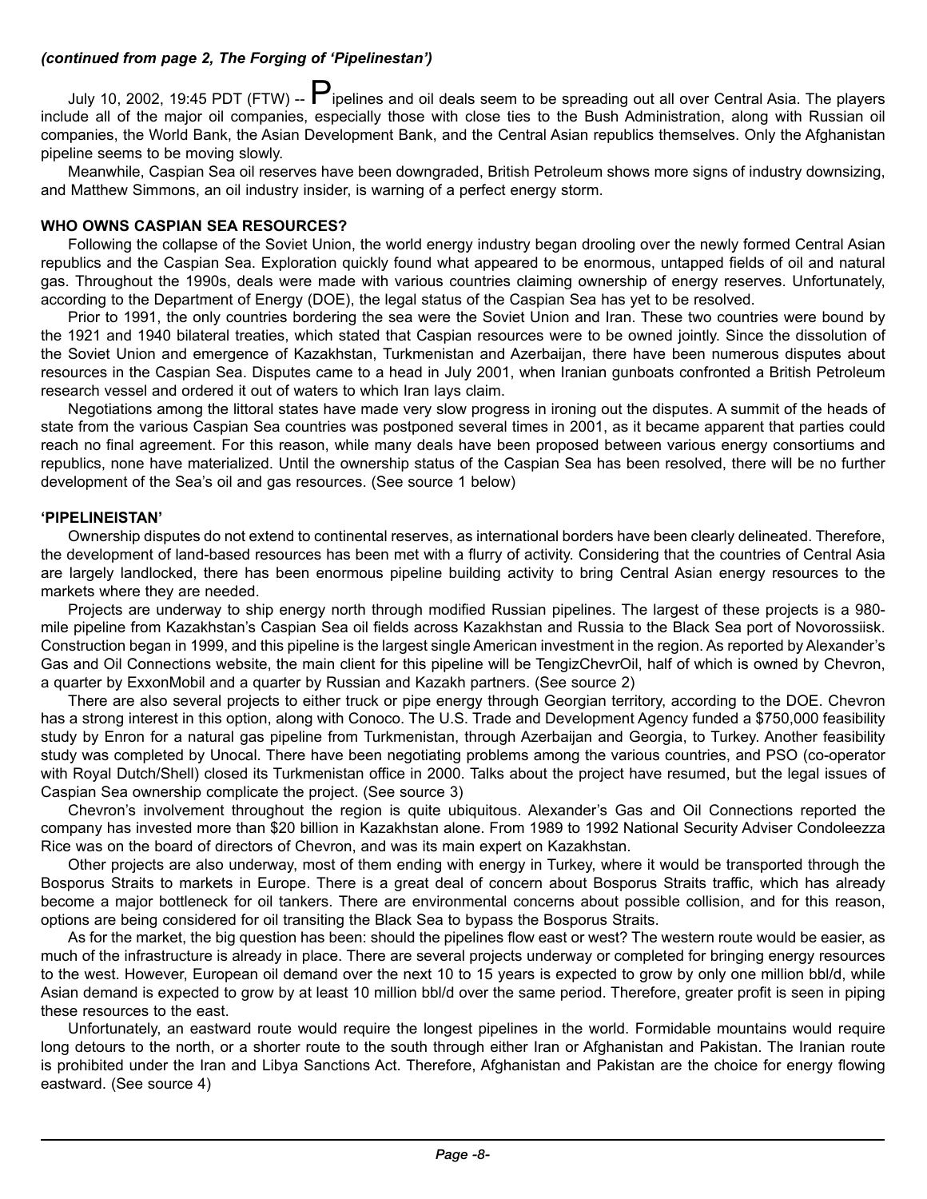*(continued from page 2, The Forging of 'Pipelinestan')*

July 10, 2002, 19:45 PDT (FTW) -- Pipelines and oil deals seem to be spreading out all over Central Asia. The players include all of the major oil companies, especially those with close ties to the Bush Administration, along with Russian oil companies, the World Bank, the Asian Development Bank, and the Central Asian republics themselves. Only the Afghanistan pipeline seems to be moving slowly.

Meanwhile, Caspian Sea oil reserves have been downgraded, British Petroleum shows more signs of industry downsizing, and Matthew Simmons, an oil industry insider, is warning of a perfect energy storm.

**WHO OWNS CASPIAN SEA RESOURCES?**

Following the collapse of the Soviet Union, the world energy industry began drooling over the newly formed Central Asian republics and the Caspian Sea. Exploration quickly found what appeared to be enormous, untapped fields of oil and natural gas. Throughout the 1990s, deals were made with various countries claiming ownership of energy reserves. Unfortunately, according to the Department of Energy (DOE), the legal status of the Caspian Sea has yet to be resolved.

Prior to 1991, the only countries bordering the sea were the Soviet Union and Iran. These two countries were bound by the 1921 and 1940 bilateral treaties, which stated that Caspian resources were to be owned jointly. Since the dissolution of the Soviet Union and emergence of Kazakhstan, Turkmenistan and Azerbaijan, there have been numerous disputes about resources in the Caspian Sea. Disputes came to a head in July 2001, when Iranian gunboats confronted a British Petroleum research vessel and ordered it out of waters to which Iran lays claim.

Negotiations among the littoral states have made very slow progress in ironing out the disputes. A summit of the heads of state from the various Caspian Sea countries was postponed several times in 2001, as it became apparent that parties could reach no final agreement. For this reason, while many deals have been proposed between various energy consortiums and republics, none have materialized. Until the ownership status of the Caspian Sea has been resolved, there will be no further development of the Sea's oil and gas resources. (See source 1 below)

**'PIPELINEISTAN'**

Ownership disputes do not extend to continental reserves, as international borders have been clearly delineated. Therefore, the development of land-based resources has been met with a flurry of activity. Considering that the countries of Central Asia are largely landlocked, there has been enormous pipeline building activity to bring Central Asian energy resources to the markets where they are needed.

Projects are underway to ship energy north through modified Russian pipelines. The largest of these projects is a 980-mile pipeline from Kazakhstan's Caspian Sea oil fields across Kazakhstan and Russia to the Black Sea port of Novorossiisk. Construction began in 1999, and this pipeline is the largest single American investment in the region. As reported by Alexander's Gas and Oil Connections website, the main client for this pipeline will be TengizChevrOil, half of which is owned by Chevron, a quarter by ExxonMobil and a quarter by Russian and Kazakh partners. (See source 2)

There are also several projects to either truck or pipe energy through Georgian territory, according to the DOE. Chevron has a strong interest in this option, along with Conoco. The U.S. Trade and Development Agency funded a $750,000 feasibility study by Enron for a natural gas pipeline from Turkmenistan, through Azerbaijan and Georgia, to Turkey. Another feasibility study was completed by Unocal. There have been negotiating problems among the various countries, and PSO (co-operator with Royal Dutch/Shell) closed its Turkmenistan office in 2000. Talks about the project have resumed, but the legal issues of Caspian Sea ownership complicate the project. (See source 3)

Chevron's involvement throughout the region is quite ubiquitous. Alexander's Gas and Oil Connections reported the company has invested more than $20 billion in Kazakhstan alone. From 1989 to 1992 National Security Adviser Condoleezza Rice was on the board of directors of Chevron, and was its main expert on Kazakhstan.

Other projects are also underway, most of them ending with energy in Turkey, where it would be transported through the Bosporus Straits to markets in Europe. There is a great deal of concern about Bosporus Straits traffic, which has already become a major bottleneck for oil tankers. There are environmental concerns about possible collision, and for this reason, options are being considered for oil transiting the Black Sea to bypass the Bosporus Straits.

As for the market, the big question has been: should the pipelines flow east or west? The western route would be easier, as much of the infrastructure is already in place. There are several projects underway or completed for bringing energy resources to the west. However, European oil demand over the next 10 to 15 years is expected to grow by only one million bbl/d, while Asian demand is expected to grow by at least 10 million bbl/d over the same period. Therefore, greater profit is seen in piping these resources to the east.

Unfortunately, an eastward route would require the longest pipelines in the world. Formidable mountains would require long detours to the north, or a shorter route to the south through either Iran or Afghanistan and Pakistan. The Iranian route is prohibited under the Iran and Libya Sanctions Act. Therefore, Afghanistan and Pakistan are the choice for energy flowing eastward. (See source 4)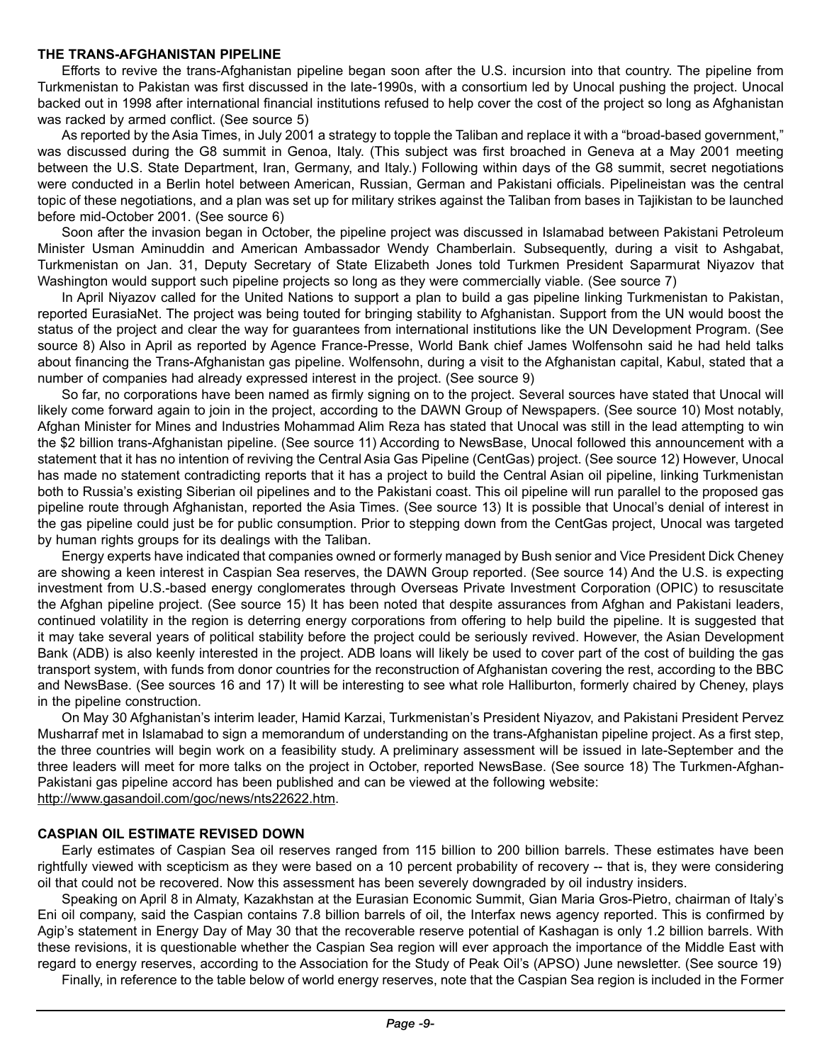### THE TRANS-AFGHANISTAN PIPELINE

Efforts to revive the trans-Afghanistan pipeline began soon after the U.S. incursion into that country. The pipeline from Turkmenistan to Pakistan was first discussed in the late-1990s, with a consortium led by Unocal pushing the project. Unocal backed out in 1998 after international financial institutions refused to help cover the cost of the project so long as Afghanistan was racked by armed conflict. (See source 5)

As reported by the Asia Times, in July 2001 a strategy to topple the Taliban and replace it with a "broad-based government," was discussed during the G8 summit in Genoa, Italy. (This subject was first broached in Geneva at a May 2001 meeting between the U.S. State Department, Iran, Germany, and Italy.) Following within days of the G8 summit, secret negotiations were conducted in a Berlin hotel between American, Russian, German and Pakistani officials. Pipelineistan was the central topic of these negotiations, and a plan was set up for military strikes against the Taliban from bases in Tajikistan to be launched before mid-October 2001. (See source 6)

Soon after the invasion began in October, the pipeline project was discussed in Islamabad between Pakistani Petroleum Minister Usman Aminuddin and American Ambassador Wendy Chamberlain. Subsequently, during a visit to Ashgabat, Turkmenistan on Jan. 31, Deputy Secretary of State Elizabeth Jones told Turkmen President Saparmurat Niyazov that Washington would support such pipeline projects so long as they were commercially viable. (See source 7)

In April Niyazov called for the United Nations to support a plan to build a gas pipeline linking Turkmenistan to Pakistan, reported EurasiaNet. The project was being touted for bringing stability to Afghanistan. Support from the UN would boost the status of the project and clear the way for guarantees from international institutions like the UN Development Program. (See source 8) Also in April as reported by Agence France-Presse, World Bank chief James Wolfensohn said he had held talks about financing the Trans-Afghanistan gas pipeline. Wolfensohn, during a visit to the Afghanistan capital, Kabul, stated that a number of companies had already expressed interest in the project. (See source 9)

So far, no corporations have been named as firmly signing on to the project. Several sources have stated that Unocal will likely come forward again to join in the project, according to the DAWN Group of Newspapers. (See source 10) Most notably, Afghan Minister for Mines and Industries Mohammad Alim Reza has stated that Unocal was still in the lead attempting to win the $2 billion trans-Afghanistan pipeline. (See source 11) According to NewsBase, Unocal followed this announcement with a statement that it has no intention of reviving the Central Asia Gas Pipeline (CentGas) project. (See source 12) However, Unocal has made no statement contradicting reports that it has a project to build the Central Asian oil pipeline, linking Turkmenistan both to Russia's existing Siberian oil pipelines and to the Pakistani coast. This oil pipeline will run parallel to the proposed gas pipeline route through Afghanistan, reported the Asia Times. (See source 13) It is possible that Unocal's denial of interest in the gas pipeline could just be for public consumption. Prior to stepping down from the CentGas project, Unocal was targeted by human rights groups for its dealings with the Taliban.

Energy experts have indicated that companies owned or formerly managed by Bush senior and Vice President Dick Cheney are showing a keen interest in Caspian Sea reserves, the DAWN Group reported. (See source 14) And the U.S. is expecting investment from U.S.-based energy conglomerates through Overseas Private Investment Corporation (OPIC) to resuscitate the Afghan pipeline project. (See source 15) It has been noted that despite assurances from Afghan and Pakistani leaders, continued volatility in the region is deterring energy corporations from offering to help build the pipeline. It is suggested that it may take several years of political stability before the project could be seriously revived. However, the Asian Development Bank (ADB) is also keenly interested in the project. ADB loans will likely be used to cover part of the cost of building the gas transport system, with funds from donor countries for the reconstruction of Afghanistan covering the rest, according to the BBC and NewsBase. (See sources 16 and 17) It will be interesting to see what role Halliburton, formerly chaired by Cheney, plays in the pipeline construction.

On May 30 Afghanistan's interim leader, Hamid Karzai, Turkmenistan's President Niyazov, and Pakistani President Pervez Musharraf met in Islamabad to sign a memorandum of understanding on the trans-Afghanistan pipeline project. As a first step, the three countries will begin work on a feasibility study. A preliminary assessment will be issued in late-September and the three leaders will meet for more talks on the project in October, reported NewsBase. (See source 18) The Turkmen-Afghan-Pakistani gas pipeline accord has been published and can be viewed at the following website: http://www.gasandoil.com/goc/news/nts22622.htm.

### CASPIAN OIL ESTIMATE REVISED DOWN

Early estimates of Caspian Sea oil reserves ranged from 115 billion to 200 billion barrels. These estimates have been rightfully viewed with scepticism as they were based on a 10 percent probability of recovery -- that is, they were considering oil that could not be recovered. Now this assessment has been severely downgraded by oil industry insiders.

Speaking on April 8 in Almaty, Kazakhstan at the Eurasian Economic Summit, Gian Maria Gros-Pietro, chairman of Italy's Eni oil company, said the Caspian contains 7.8 billion barrels of oil, the Interfax news agency reported. This is confirmed by Agip's statement in Energy Day of May 30 that the recoverable reserve potential of Kashagan is only 1.2 billion barrels. With these revisions, it is questionable whether the Caspian Sea region will ever approach the importance of the Middle East with regard to energy reserves, according to the Association for the Study of Peak Oil's (APSO) June newsletter. (See source 19)

Finally, in reference to the table below of world energy reserves, note that the Caspian Sea region is included in the Former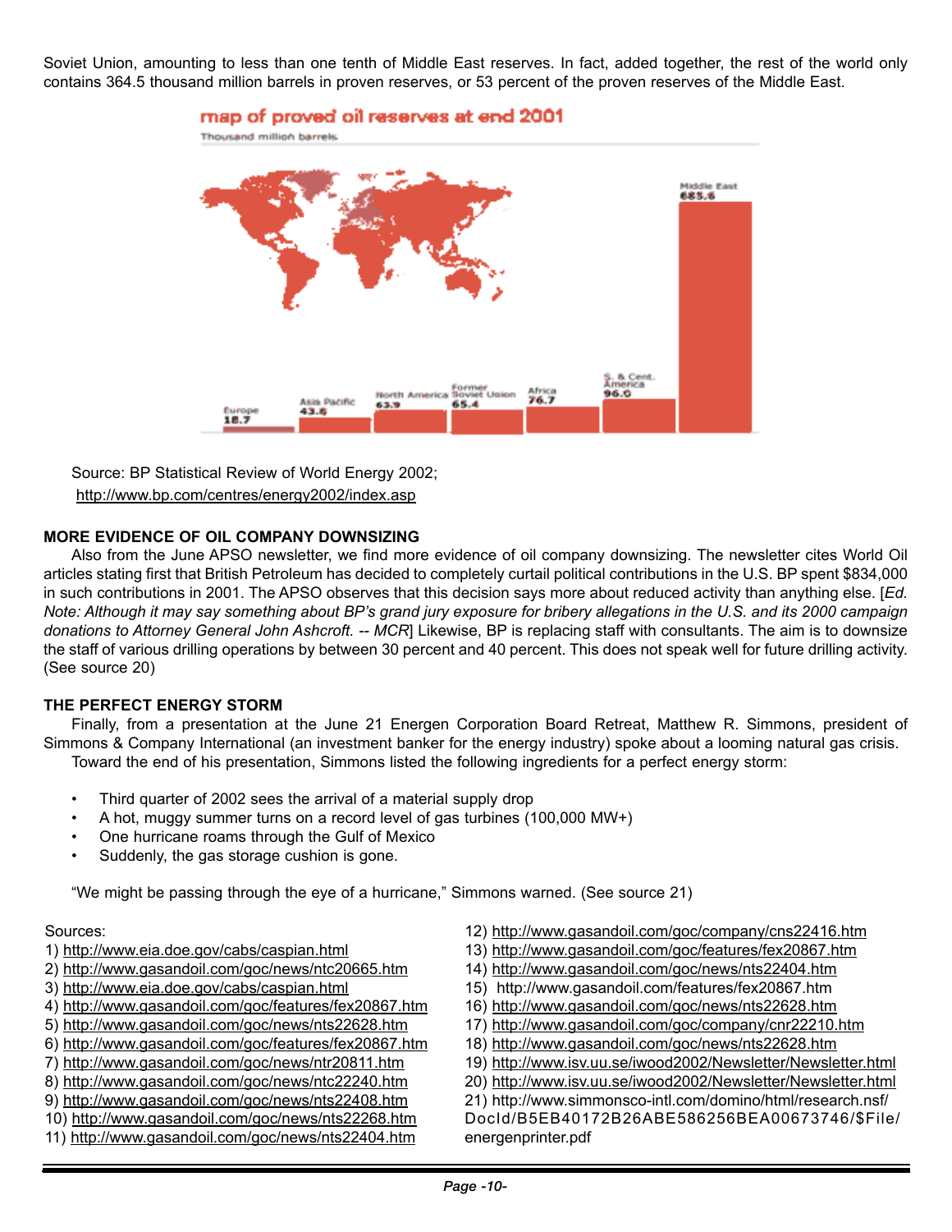Soviet Union, amounting to less than one tenth of Middle East reserves. In fact, added together, the rest of the world only contains 364.5 thousand million barrels in proven reserves, or 53 percent of the proven reserves of the Middle East.

**map of proved oil reserves at end 2001**

Thousand million barrels

| Region | Reserves |
|---|---|
| Europe | 18.7 |
| Asia Pacific | 43.8 |
| North America | 63.9 |
| Former Soviet Union | 65.4 |
| Africa | 76.7 |
| S. & Cent. America | 96.0 |
| Middle East | 685.6 |

Source: BP Statistical Review of World Energy 2002;
http://www.bp.com/centres/energy2002/index.asp

**MORE EVIDENCE OF OIL COMPANY DOWNSIZING**

Also from the June APSO newsletter, we find more evidence of oil company downsizing. The newsletter cites World Oil articles stating first that British Petroleum has decided to completely curtail political contributions in the U.S. BP spent $834,000 in such contributions in 2001. The APSO observes that this decision says more about reduced activity than anything else. [*Ed. Note: Although it may say something about BP's grand jury exposure for bribery allegations in the U.S. and its 2000 campaign donations to Attorney General John Ashcroft. -- MCR*] Likewise, BP is replacing staff with consultants. The aim is to downsize the staff of various drilling operations by between 30 percent and 40 percent. This does not speak well for future drilling activity. (See source 20)

**THE PERFECT ENERGY STORM**

Finally, from a presentation at the June 21 Energen Corporation Board Retreat, Matthew R. Simmons, president of Simmons & Company International (an investment banker for the energy industry) spoke about a looming natural gas crisis.

Toward the end of his presentation, Simmons listed the following ingredients for a perfect energy storm:

- Third quarter of 2002 sees the arrival of a material supply drop
- A hot, muggy summer turns on a record level of gas turbines (100,000 MW+)
- One hurricane roams through the Gulf of Mexico
- Suddenly, the gas storage cushion is gone.

"We might be passing through the eye of a hurricane," Simmons warned. (See source 21)

Sources:
1) http://www.eia.doe.gov/cabs/caspian.html
2) http://www.gasandoil.com/goc/news/ntc20665.htm
3) http://www.eia.doe.gov/cabs/caspian.html
4) http://www.gasandoil.com/goc/features/fex20867.htm
5) http://www.gasandoil.com/goc/news/nts22628.htm
6) http://www.gasandoil.com/goc/features/fex20867.htm
7) http://www.gasandoil.com/goc/news/ntr20811.htm
8) http://www.gasandoil.com/goc/news/ntc22240.htm
9) http://www.gasandoil.com/goc/news/nts22408.htm
10) http://www.gasandoil.com/goc/news/nts22268.htm
11) http://www.gasandoil.com/goc/news/nts22404.htm
12) http://www.gasandoil.com/goc/company/cns22416.htm
13) http://www.gasandoil.com/goc/features/fex20867.htm
14) http://www.gasandoil.com/goc/news/nts22404.htm
15) http://www.gasandoil.com/features/fex20867.htm
16) http://www.gasandoil.com/goc/news/nts22628.htm
17) http://www.gasandoil.com/goc/company/cnr22210.htm
18) http://www.gasandoil.com/goc/news/nts22628.htm
19) http://www.isv.uu.se/iwood2002/Newsletter/Newsletter.html
20) http://www.isv.uu.se/iwood2002/Newsletter/Newsletter.html
21) http://www.simmonsco-intl.com/domino/html/research.nsf/DocId/B5EB40172B26ABE586256BEA00673746/$File/energenprinter.pdf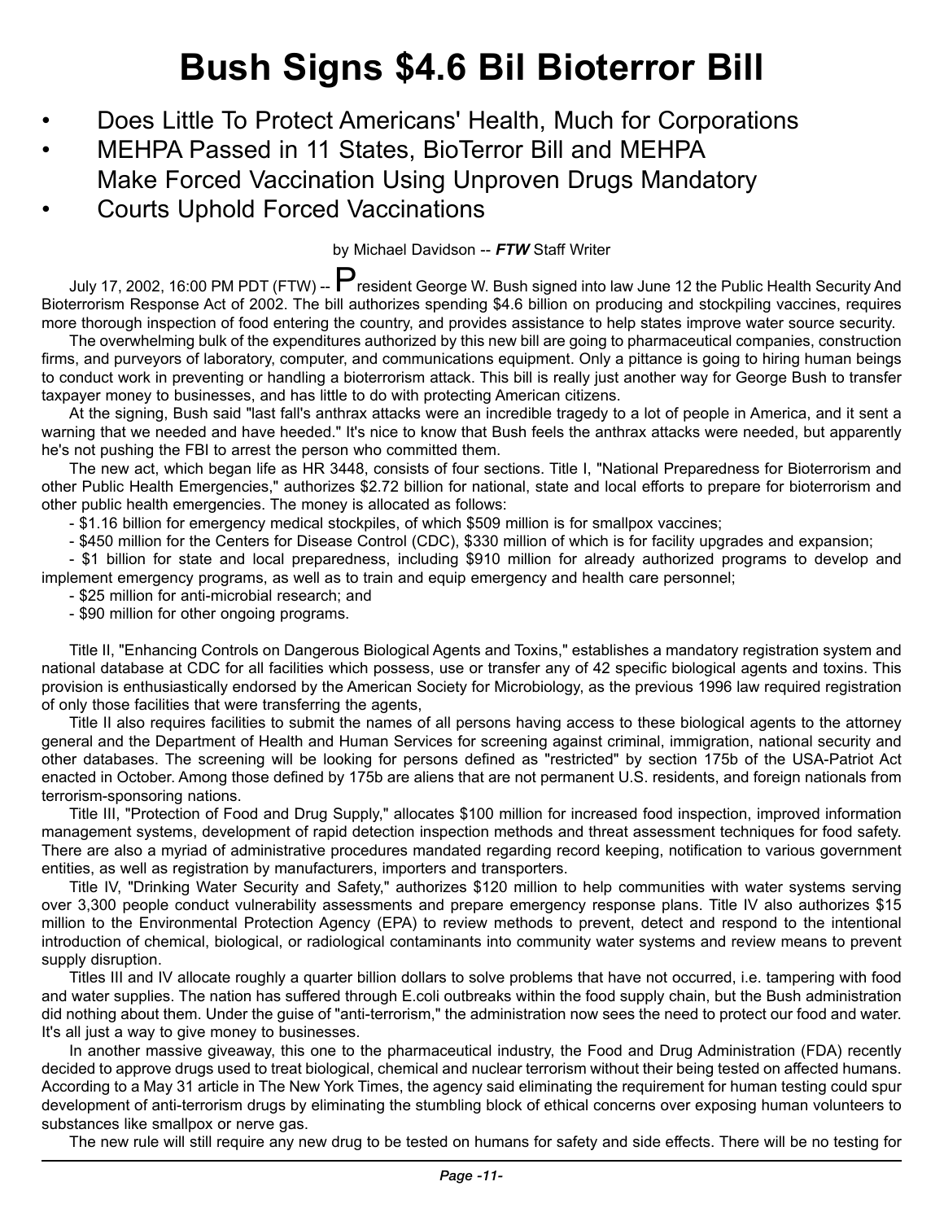# Bush Signs $4.6 Bil Bioterror Bill

- Does Little To Protect Americans' Health, Much for Corporations
- MEHPA Passed in 11 States, BioTerror Bill and MEHPA Make Forced Vaccination Using Unproven Drugs Mandatory
- Courts Uphold Forced Vaccinations

by Michael Davidson -- ***FTW*** Staff Writer

July 17, 2002, 16:00 PM PDT (FTW) -- President George W. Bush signed into law June 12 the Public Health Security And Bioterrorism Response Act of 2002. The bill authorizes spending $4.6 billion on producing and stockpiling vaccines, requires more thorough inspection of food entering the country, and provides assistance to help states improve water source security.

The overwhelming bulk of the expenditures authorized by this new bill are going to pharmaceutical companies, construction firms, and purveyors of laboratory, computer, and communications equipment. Only a pittance is going to hiring human beings to conduct work in preventing or handling a bioterrorism attack. This bill is really just another way for George Bush to transfer taxpayer money to businesses, and has little to do with protecting American citizens.

At the signing, Bush said "last fall's anthrax attacks were an incredible tragedy to a lot of people in America, and it sent a warning that we needed and have heeded." It's nice to know that Bush feels the anthrax attacks were needed, but apparently he's not pushing the FBI to arrest the person who committed them.

The new act, which began life as HR 3448, consists of four sections. Title I, "National Preparedness for Bioterrorism and other Public Health Emergencies," authorizes $2.72 billion for national, state and local efforts to prepare for bioterrorism and other public health emergencies. The money is allocated as follows:

- $1.16 billion for emergency medical stockpiles, of which $509 million is for smallpox vaccines;
- $450 million for the Centers for Disease Control (CDC), $330 million of which is for facility upgrades and expansion;
- $1 billion for state and local preparedness, including $910 million for already authorized programs to develop and implement emergency programs, as well as to train and equip emergency and health care personnel;
- $25 million for anti-microbial research; and
- $90 million for other ongoing programs.

Title II, "Enhancing Controls on Dangerous Biological Agents and Toxins," establishes a mandatory registration system and national database at CDC for all facilities which possess, use or transfer any of 42 specific biological agents and toxins. This provision is enthusiastically endorsed by the American Society for Microbiology, as the previous 1996 law required registration of only those facilities that were transferring the agents,

Title II also requires facilities to submit the names of all persons having access to these biological agents to the attorney general and the Department of Health and Human Services for screening against criminal, immigration, national security and other databases. The screening will be looking for persons defined as "restricted" by section 175b of the USA-Patriot Act enacted in October. Among those defined by 175b are aliens that are not permanent U.S. residents, and foreign nationals from terrorism-sponsoring nations.

Title III, "Protection of Food and Drug Supply," allocates $100 million for increased food inspection, improved information management systems, development of rapid detection inspection methods and threat assessment techniques for food safety. There are also a myriad of administrative procedures mandated regarding record keeping, notification to various government entities, as well as registration by manufacturers, importers and transporters.

Title IV, "Drinking Water Security and Safety," authorizes $120 million to help communities with water systems serving over 3,300 people conduct vulnerability assessments and prepare emergency response plans. Title IV also authorizes $15 million to the Environmental Protection Agency (EPA) to review methods to prevent, detect and respond to the intentional introduction of chemical, biological, or radiological contaminants into community water systems and review means to prevent supply disruption.

Titles III and IV allocate roughly a quarter billion dollars to solve problems that have not occurred, i.e. tampering with food and water supplies. The nation has suffered through E.coli outbreaks within the food supply chain, but the Bush administration did nothing about them. Under the guise of "anti-terrorism," the administration now sees the need to protect our food and water. It's all just a way to give money to businesses.

In another massive giveaway, this one to the pharmaceutical industry, the Food and Drug Administration (FDA) recently decided to approve drugs used to treat biological, chemical and nuclear terrorism without their being tested on affected humans. According to a May 31 article in The New York Times, the agency said eliminating the requirement for human testing could spur development of anti-terrorism drugs by eliminating the stumbling block of ethical concerns over exposing human volunteers to substances like smallpox or nerve gas.

The new rule will still require any new drug to be tested on humans for safety and side effects. There will be no testing for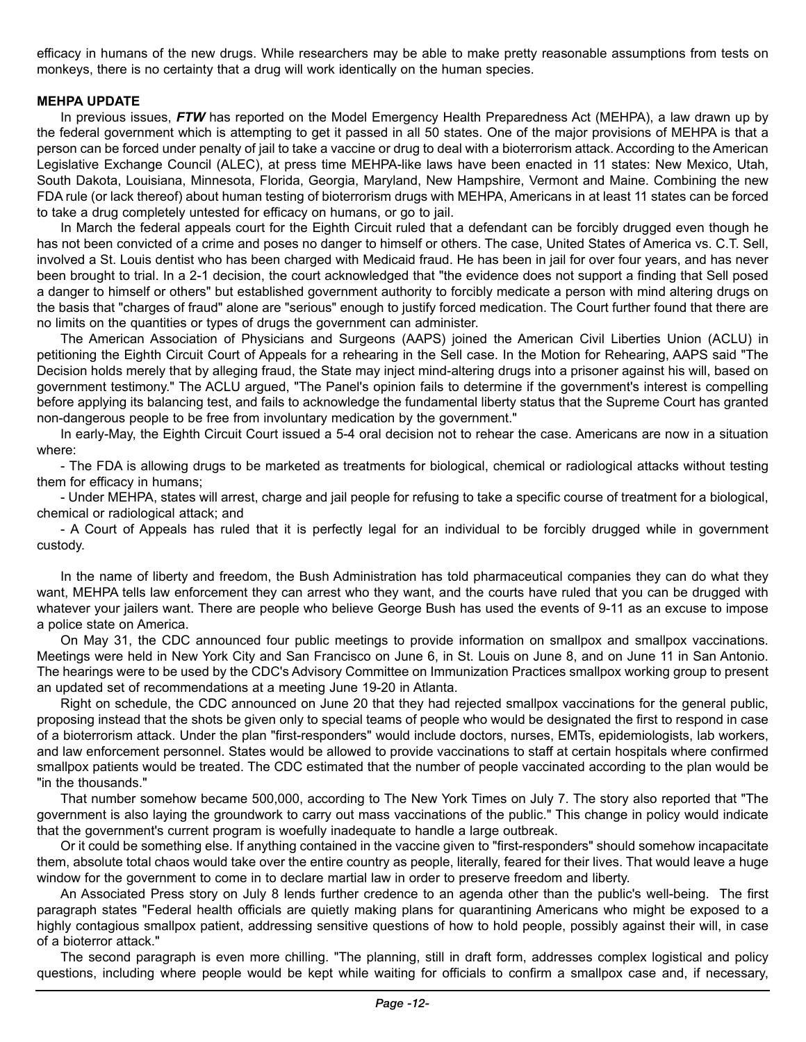efficacy in humans of the new drugs. While researchers may be able to make pretty reasonable assumptions from tests on monkeys, there is no certainty that a drug will work identically on the human species.

**MEHPA UPDATE**

In previous issues, ***FTW*** has reported on the Model Emergency Health Preparedness Act (MEHPA), a law drawn up by the federal government which is attempting to get it passed in all 50 states. One of the major provisions of MEHPA is that a person can be forced under penalty of jail to take a vaccine or drug to deal with a bioterrorism attack. According to the American Legislative Exchange Council (ALEC), at press time MEHPA-like laws have been enacted in 11 states: New Mexico, Utah, South Dakota, Louisiana, Minnesota, Florida, Georgia, Maryland, New Hampshire, Vermont and Maine. Combining the new FDA rule (or lack thereof) about human testing of bioterrorism drugs with MEHPA, Americans in at least 11 states can be forced to take a drug completely untested for efficacy on humans, or go to jail.

In March the federal appeals court for the Eighth Circuit ruled that a defendant can be forcibly drugged even though he has not been convicted of a crime and poses no danger to himself or others. The case, United States of America vs. C.T. Sell, involved a St. Louis dentist who has been charged with Medicaid fraud. He has been in jail for over four years, and has never been brought to trial. In a 2-1 decision, the court acknowledged that "the evidence does not support a finding that Sell posed a danger to himself or others" but established government authority to forcibly medicate a person with mind altering drugs on the basis that "charges of fraud" alone are "serious" enough to justify forced medication. The Court further found that there are no limits on the quantities or types of drugs the government can administer.

The American Association of Physicians and Surgeons (AAPS) joined the American Civil Liberties Union (ACLU) in petitioning the Eighth Circuit Court of Appeals for a rehearing in the Sell case. In the Motion for Rehearing, AAPS said "The Decision holds merely that by alleging fraud, the State may inject mind-altering drugs into a prisoner against his will, based on government testimony." The ACLU argued, "The Panel's opinion fails to determine if the government's interest is compelling before applying its balancing test, and fails to acknowledge the fundamental liberty status that the Supreme Court has granted non-dangerous people to be free from involuntary medication by the government."

In early-May, the Eighth Circuit Court issued a 5-4 oral decision not to rehear the case. Americans are now in a situation where:

- The FDA is allowing drugs to be marketed as treatments for biological, chemical or radiological attacks without testing them for efficacy in humans;
- Under MEHPA, states will arrest, charge and jail people for refusing to take a specific course of treatment for a biological, chemical or radiological attack; and
- A Court of Appeals has ruled that it is perfectly legal for an individual to be forcibly drugged while in government custody.

In the name of liberty and freedom, the Bush Administration has told pharmaceutical companies they can do what they want, MEHPA tells law enforcement they can arrest who they want, and the courts have ruled that you can be drugged with whatever your jailers want. There are people who believe George Bush has used the events of 9-11 as an excuse to impose a police state on America.

On May 31, the CDC announced four public meetings to provide information on smallpox and smallpox vaccinations. Meetings were held in New York City and San Francisco on June 6, in St. Louis on June 8, and on June 11 in San Antonio. The hearings were to be used by the CDC's Advisory Committee on Immunization Practices smallpox working group to present an updated set of recommendations at a meeting June 19-20 in Atlanta.

Right on schedule, the CDC announced on June 20 that they had rejected smallpox vaccinations for the general public, proposing instead that the shots be given only to special teams of people who would be designated the first to respond in case of a bioterrorism attack. Under the plan "first-responders" would include doctors, nurses, EMTs, epidemiologists, lab workers, and law enforcement personnel. States would be allowed to provide vaccinations to staff at certain hospitals where confirmed smallpox patients would be treated. The CDC estimated that the number of people vaccinated according to the plan would be "in the thousands."

That number somehow became 500,000, according to The New York Times on July 7. The story also reported that "The government is also laying the groundwork to carry out mass vaccinations of the public." This change in policy would indicate that the government's current program is woefully inadequate to handle a large outbreak.

Or it could be something else. If anything contained in the vaccine given to "first-responders" should somehow incapacitate them, absolute total chaos would take over the entire country as people, literally, feared for their lives. That would leave a huge window for the government to come in to declare martial law in order to preserve freedom and liberty.

An Associated Press story on July 8 lends further credence to an agenda other than the public's well-being. The first paragraph states "Federal health officials are quietly making plans for quarantining Americans who might be exposed to a highly contagious smallpox patient, addressing sensitive questions of how to hold people, possibly against their will, in case of a bioterror attack."

The second paragraph is even more chilling. "The planning, still in draft form, addresses complex logistical and policy questions, including where people would be kept while waiting for officials to confirm a smallpox case and, if necessary,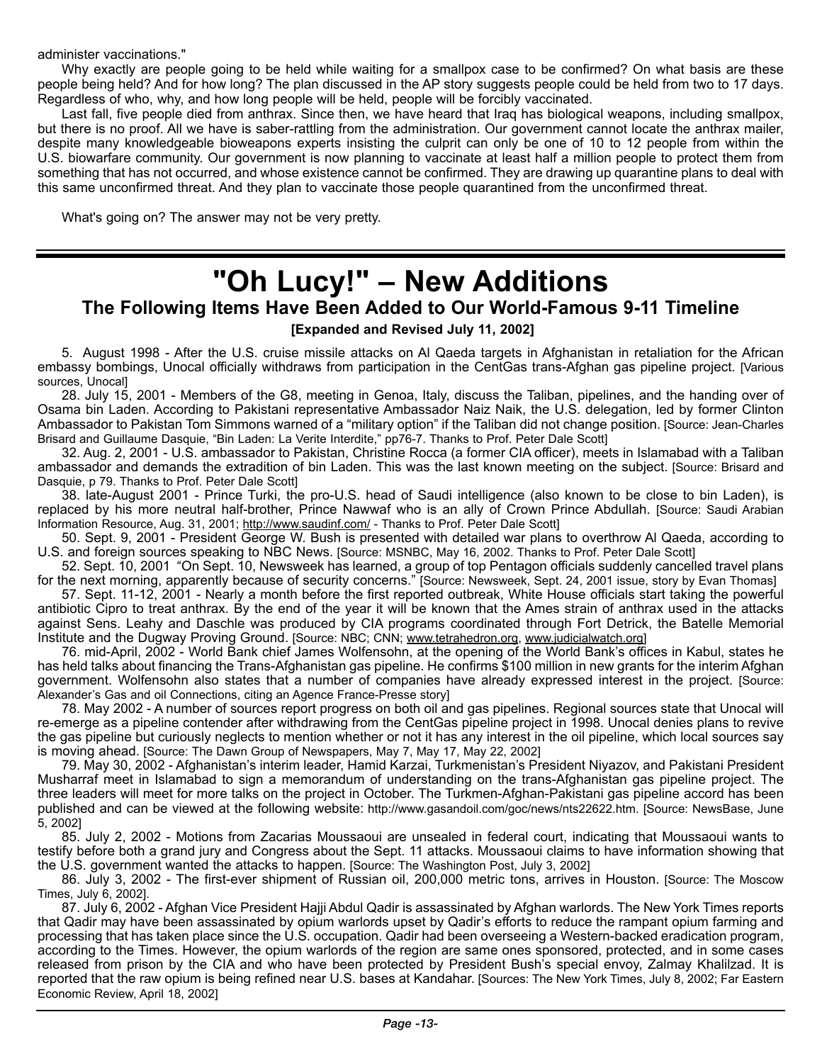administer vaccinations."

Why exactly are people going to be held while waiting for a smallpox case to be confirmed? On what basis are these people being held? And for how long? The plan discussed in the AP story suggests people could be held from two to 17 days. Regardless of who, why, and how long people will be held, people will be forcibly vaccinated.

Last fall, five people died from anthrax. Since then, we have heard that Iraq has biological weapons, including smallpox, but there is no proof. All we have is saber-rattling from the administration. Our government cannot locate the anthrax mailer, despite many knowledgeable bioweapons experts insisting the culprit can only be one of 10 to 12 people from within the U.S. biowarfare community. Our government is now planning to vaccinate at least half a million people to protect them from something that has not occurred, and whose existence cannot be confirmed. They are drawing up quarantine plans to deal with this same unconfirmed threat. And they plan to vaccinate those people quarantined from the unconfirmed threat.

What's going on? The answer may not be very pretty.

---

# "Oh Lucy!" – New Additions

## The Following Items Have Been Added to Our World-Famous 9-11 Timeline

**[Expanded and Revised July 11, 2002]**

5. August 1998 - After the U.S. cruise missile attacks on Al Qaeda targets in Afghanistan in retaliation for the African embassy bombings, Unocal officially withdraws from participation in the CentGas trans-Afghan gas pipeline project. [Various sources, Unocal]

28. July 15, 2001 - Members of the G8, meeting in Genoa, Italy, discuss the Taliban, pipelines, and the handing over of Osama bin Laden. According to Pakistani representative Ambassador Naiz Naik, the U.S. delegation, led by former Clinton Ambassador to Pakistan Tom Simmons warned of a "military option" if the Taliban did not change position. [Source: Jean-Charles Brisard and Guillaume Dasquie, "Bin Laden: La Verite Interdite," pp76-7. Thanks to Prof. Peter Dale Scott]

32. Aug. 2, 2001 - U.S. ambassador to Pakistan, Christine Rocca (a former CIA officer), meets in Islamabad with a Taliban ambassador and demands the extradition of bin Laden. This was the last known meeting on the subject. [Source: Brisard and Dasquie, p 79. Thanks to Prof. Peter Dale Scott]

38. late-August 2001 - Prince Turki, the pro-U.S. head of Saudi intelligence (also known to be close to bin Laden), is replaced by his more neutral half-brother, Prince Nawwaf who is an ally of Crown Prince Abdullah. [Source: Saudi Arabian Information Resource, Aug. 31, 2001; http://www.saudinf.com/ - Thanks to Prof. Peter Dale Scott]

50. Sept. 9, 2001 - President George W. Bush is presented with detailed war plans to overthrow Al Qaeda, according to U.S. and foreign sources speaking to NBC News. [Source: MSNBC, May 16, 2002. Thanks to Prof. Peter Dale Scott]

52. Sept. 10, 2001 "On Sept. 10, Newsweek has learned, a group of top Pentagon officials suddenly cancelled travel plans for the next morning, apparently because of security concerns." [Source: Newsweek, Sept. 24, 2001 issue, story by Evan Thomas]

57. Sept. 11-12, 2001 - Nearly a month before the first reported outbreak, White House officials start taking the powerful antibiotic Cipro to treat anthrax. By the end of the year it will be known that the Ames strain of anthrax used in the attacks against Sens. Leahy and Daschle was produced by CIA programs coordinated through Fort Detrick, the Batelle Memorial Institute and the Dugway Proving Ground. [Source: NBC; CNN; www.tetrahedron.org, www.judicialwatch.org]

76. mid-April, 2002 - World Bank chief James Wolfensohn, at the opening of the World Bank's offices in Kabul, states he has held talks about financing the Trans-Afghanistan gas pipeline. He confirms $100 million in new grants for the interim Afghan government. Wolfensohn also states that a number of companies have already expressed interest in the project. [Source: Alexander's Gas and oil Connections, citing an Agence France-Presse story]

78. May 2002 - A number of sources report progress on both oil and gas pipelines. Regional sources state that Unocal will re-emerge as a pipeline contender after withdrawing from the CentGas pipeline project in 1998. Unocal denies plans to revive the gas pipeline but curiously neglects to mention whether or not it has any interest in the oil pipeline, which local sources say is moving ahead. [Source: The Dawn Group of Newspapers, May 7, May 17, May 22, 2002]

79. May 30, 2002 - Afghanistan's interim leader, Hamid Karzai, Turkmenistan's President Niyazov, and Pakistani President Musharraf meet in Islamabad to sign a memorandum of understanding on the trans-Afghanistan gas pipeline project. The three leaders will meet for more talks on the project in October. The Turkmen-Afghan-Pakistani gas pipeline accord has been published and can be viewed at the following website: http://www.gasandoil.com/goc/news/nts22622.htm. [Source: NewsBase, June 5, 2002]

85. July 2, 2002 - Motions from Zacarias Moussaoui are unsealed in federal court, indicating that Moussaoui wants to testify before both a grand jury and Congress about the Sept. 11 attacks. Moussaoui claims to have information showing that the U.S. government wanted the attacks to happen. [Source: The Washington Post, July 3, 2002]

86. July 3, 2002 - The first-ever shipment of Russian oil, 200,000 metric tons, arrives in Houston. [Source: The Moscow Times, July 6, 2002].

87. July 6, 2002 - Afghan Vice President Hajji Abdul Qadir is assassinated by Afghan warlords. The New York Times reports that Qadir may have been assassinated by opium warlords upset by Qadir's efforts to reduce the rampant opium farming and processing that has taken place since the U.S. occupation. Qadir had been overseeing a Western-backed eradication program, according to the Times. However, the opium warlords of the region are same ones sponsored, protected, and in some cases released from prison by the CIA and who have been protected by President Bush's special envoy, Zalmay Khalilzad. It is reported that the raw opium is being refined near U.S. bases at Kandahar. [Sources: The New York Times, July 8, 2002; Far Eastern Economic Review, April 18, 2002]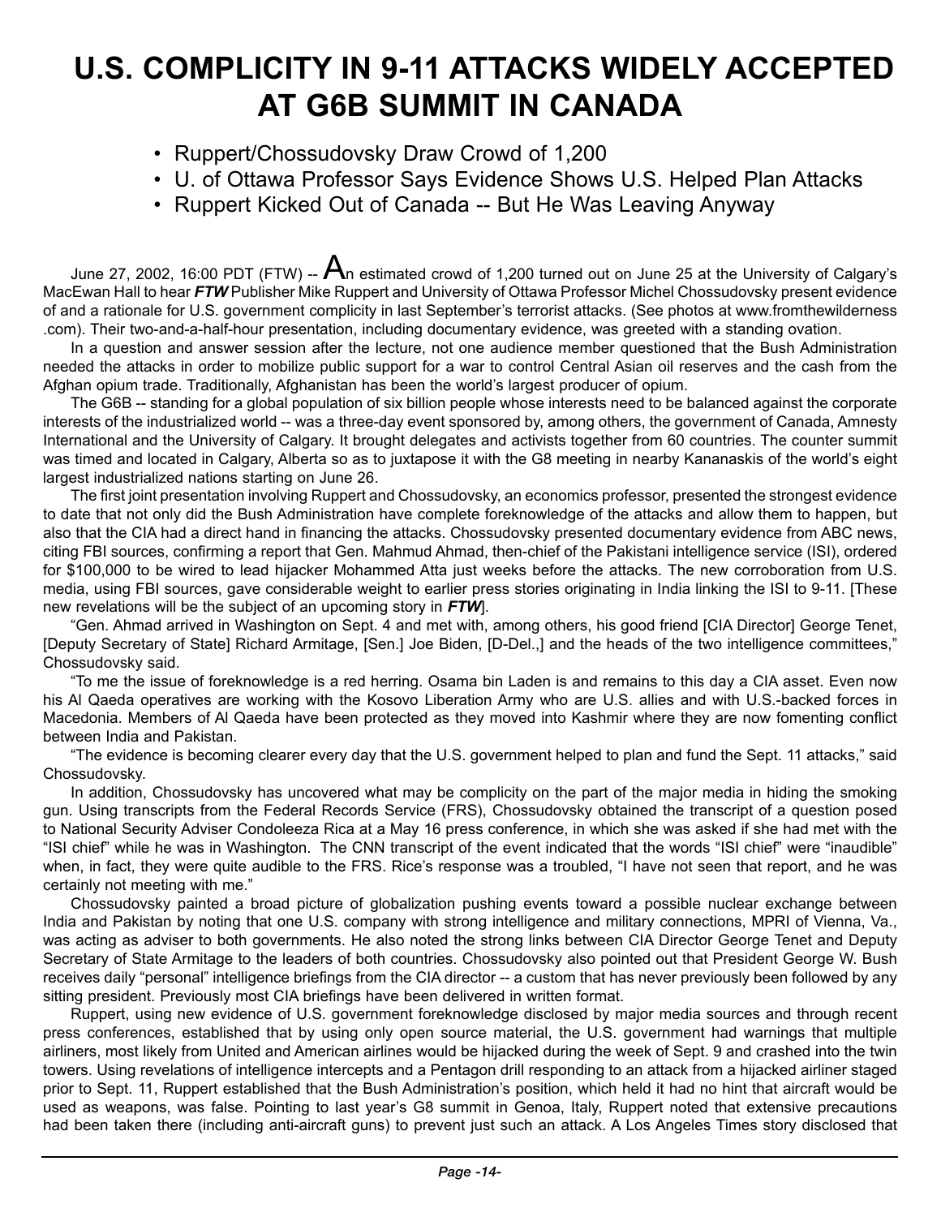# U.S. COMPLICITY IN 9-11 ATTACKS WIDELY ACCEPTED AT G6B SUMMIT IN CANADA

- Ruppert/Chossudovsky Draw Crowd of 1,200
- U. of Ottawa Professor Says Evidence Shows U.S. Helped Plan Attacks
- Ruppert Kicked Out of Canada -- But He Was Leaving Anyway

June 27, 2002, 16:00 PDT (FTW) -- An estimated crowd of 1,200 turned out on June 25 at the University of Calgary's MacEwan Hall to hear ***FTW*** Publisher Mike Ruppert and University of Ottawa Professor Michel Chossudovsky present evidence of and a rationale for U.S. government complicity in last September's terrorist attacks. (See photos at www.fromthewilderness .com). Their two-and-a-half-hour presentation, including documentary evidence, was greeted with a standing ovation.

In a question and answer session after the lecture, not one audience member questioned that the Bush Administration needed the attacks in order to mobilize public support for a war to control Central Asian oil reserves and the cash from the Afghan opium trade. Traditionally, Afghanistan has been the world's largest producer of opium.

The G6B -- standing for a global population of six billion people whose interests need to be balanced against the corporate interests of the industrialized world -- was a three-day event sponsored by, among others, the government of Canada, Amnesty International and the University of Calgary. It brought delegates and activists together from 60 countries. The counter summit was timed and located in Calgary, Alberta so as to juxtapose it with the G8 meeting in nearby Kananaskis of the world's eight largest industrialized nations starting on June 26.

The first joint presentation involving Ruppert and Chossudovsky, an economics professor, presented the strongest evidence to date that not only did the Bush Administration have complete foreknowledge of the attacks and allow them to happen, but also that the CIA had a direct hand in financing the attacks. Chossudovsky presented documentary evidence from ABC news, citing FBI sources, confirming a report that Gen. Mahmud Ahmad, then-chief of the Pakistani intelligence service (ISI), ordered for $100,000 to be wired to lead hijacker Mohammed Atta just weeks before the attacks. The new corroboration from U.S. media, using FBI sources, gave considerable weight to earlier press stories originating in India linking the ISI to 9-11. [These new revelations will be the subject of an upcoming story in ***FTW***].

"Gen. Ahmad arrived in Washington on Sept. 4 and met with, among others, his good friend [CIA Director] George Tenet, [Deputy Secretary of State] Richard Armitage, [Sen.] Joe Biden, [D-Del.,] and the heads of the two intelligence committees," Chossudovsky said.

"To me the issue of foreknowledge is a red herring. Osama bin Laden is and remains to this day a CIA asset. Even now his Al Qaeda operatives are working with the Kosovo Liberation Army who are U.S. allies and with U.S.-backed forces in Macedonia. Members of Al Qaeda have been protected as they moved into Kashmir where they are now fomenting conflict between India and Pakistan.

"The evidence is becoming clearer every day that the U.S. government helped to plan and fund the Sept. 11 attacks," said Chossudovsky.

In addition, Chossudovsky has uncovered what may be complicity on the part of the major media in hiding the smoking gun. Using transcripts from the Federal Records Service (FRS), Chossudovsky obtained the transcript of a question posed to National Security Adviser Condoleeza Rica at a May 16 press conference, in which she was asked if she had met with the "ISI chief" while he was in Washington. The CNN transcript of the event indicated that the words "ISI chief" were "inaudible" when, in fact, they were quite audible to the FRS. Rice's response was a troubled, "I have not seen that report, and he was certainly not meeting with me."

Chossudovsky painted a broad picture of globalization pushing events toward a possible nuclear exchange between India and Pakistan by noting that one U.S. company with strong intelligence and military connections, MPRI of Vienna, Va., was acting as adviser to both governments. He also noted the strong links between CIA Director George Tenet and Deputy Secretary of State Armitage to the leaders of both countries. Chossudovsky also pointed out that President George W. Bush receives daily "personal" intelligence briefings from the CIA director -- a custom that has never previously been followed by any sitting president. Previously most CIA briefings have been delivered in written format.

Ruppert, using new evidence of U.S. government foreknowledge disclosed by major media sources and through recent press conferences, established that by using only open source material, the U.S. government had warnings that multiple airliners, most likely from United and American airlines would be hijacked during the week of Sept. 9 and crashed into the twin towers. Using revelations of intelligence intercepts and a Pentagon drill responding to an attack from a hijacked airliner staged prior to Sept. 11, Ruppert established that the Bush Administration's position, which held it had no hint that aircraft would be used as weapons, was false. Pointing to last year's G8 summit in Genoa, Italy, Ruppert noted that extensive precautions had been taken there (including anti-aircraft guns) to prevent just such an attack. A Los Angeles Times story disclosed that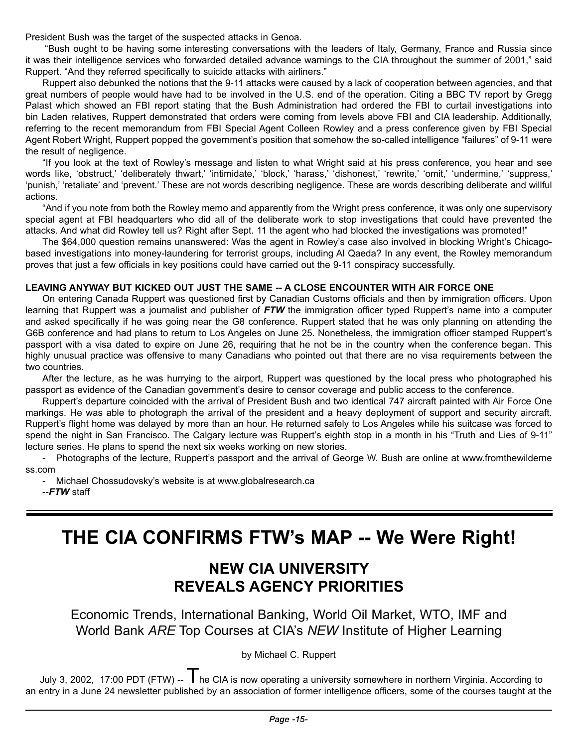President Bush was the target of the suspected attacks in Genoa.

"Bush ought to be having some interesting conversations with the leaders of Italy, Germany, France and Russia since it was their intelligence services who forwarded detailed advance warnings to the CIA throughout the summer of 2001," said Ruppert. "And they referred specifically to suicide attacks with airliners."

Ruppert also debunked the notions that the 9-11 attacks were caused by a lack of cooperation between agencies, and that great numbers of people would have had to be involved in the U.S. end of the operation. Citing a BBC TV report by Gregg Palast which showed an FBI report stating that the Bush Administration had ordered the FBI to curtail investigations into bin Laden relatives, Ruppert demonstrated that orders were coming from levels above FBI and CIA leadership. Additionally, referring to the recent memorandum from FBI Special Agent Colleen Rowley and a press conference given by FBI Special Agent Robert Wright, Ruppert popped the government's position that somehow the so-called intelligence "failures" of 9-11 were the result of negligence.

"If you look at the text of Rowley's message and listen to what Wright said at his press conference, you hear and see words like, 'obstruct,' 'deliberately thwart,' 'intimidate,' 'block,' 'harass,' 'dishonest,' 'rewrite,' 'omit,' 'undermine,' 'suppress,' 'punish,' 'retaliate' and 'prevent.' These are not words describing negligence. These are words describing deliberate and willful actions.

"And if you note from both the Rowley memo and apparently from the Wright press conference, it was only one supervisory special agent at FBI headquarters who did all of the deliberate work to stop investigations that could have prevented the attacks. And what did Rowley tell us? Right after Sept. 11 the agent who had blocked the investigations was promoted!"

The $64,000 question remains unanswered: Was the agent in Rowley's case also involved in blocking Wright's Chicago-based investigations into money-laundering for terrorist groups, including Al Qaeda? In any event, the Rowley memorandum proves that just a few officials in key positions could have carried out the 9-11 conspiracy successfully.

**LEAVING ANYWAY BUT KICKED OUT JUST THE SAME -- A CLOSE ENCOUNTER WITH AIR FORCE ONE**

On entering Canada Ruppert was questioned first by Canadian Customs officials and then by immigration officers. Upon learning that Ruppert was a journalist and publisher of ***FTW*** the immigration officer typed Ruppert's name into a computer and asked specifically if he was going near the G8 conference. Ruppert stated that he was only planning on attending the G6B conference and had plans to return to Los Angeles on June 25. Nonetheless, the immigration officer stamped Ruppert's passport with a visa dated to expire on June 26, requiring that he not be in the country when the conference began. This highly unusual practice was offensive to many Canadians who pointed out that there are no visa requirements between the two countries.

After the lecture, as he was hurrying to the airport, Ruppert was questioned by the local press who photographed his passport as evidence of the Canadian government's desire to censor coverage and public access to the conference.

Ruppert's departure coincided with the arrival of President Bush and two identical 747 aircraft painted with Air Force One markings. He was able to photograph the arrival of the president and a heavy deployment of support and security aircraft. Ruppert's flight home was delayed by more than an hour. He returned safely to Los Angeles while his suitcase was forced to spend the night in San Francisco. The Calgary lecture was Ruppert's eighth stop in a month in his "Truth and Lies of 9-11" lecture series. He plans to spend the next six weeks working on new stories.

- Photographs of the lecture, Ruppert's passport and the arrival of George W. Bush are online at www.fromthewilderness.com
- Michael Chossudovsky's website is at www.globalresearch.ca

--***FTW*** staff

# THE CIA CONFIRMS FTW's MAP -- We Were Right!

## NEW CIA UNIVERSITY REVEALS AGENCY PRIORITIES

### Economic Trends, International Banking, World Oil Market, WTO, IMF and World Bank *ARE* Top Courses at CIA's *NEW* Institute of Higher Learning

by Michael C. Ruppert

July 3, 2002, 17:00 PDT (FTW) -- The CIA is now operating a university somewhere in northern Virginia. According to an entry in a June 24 newsletter published by an association of former intelligence officers, some of the courses taught at the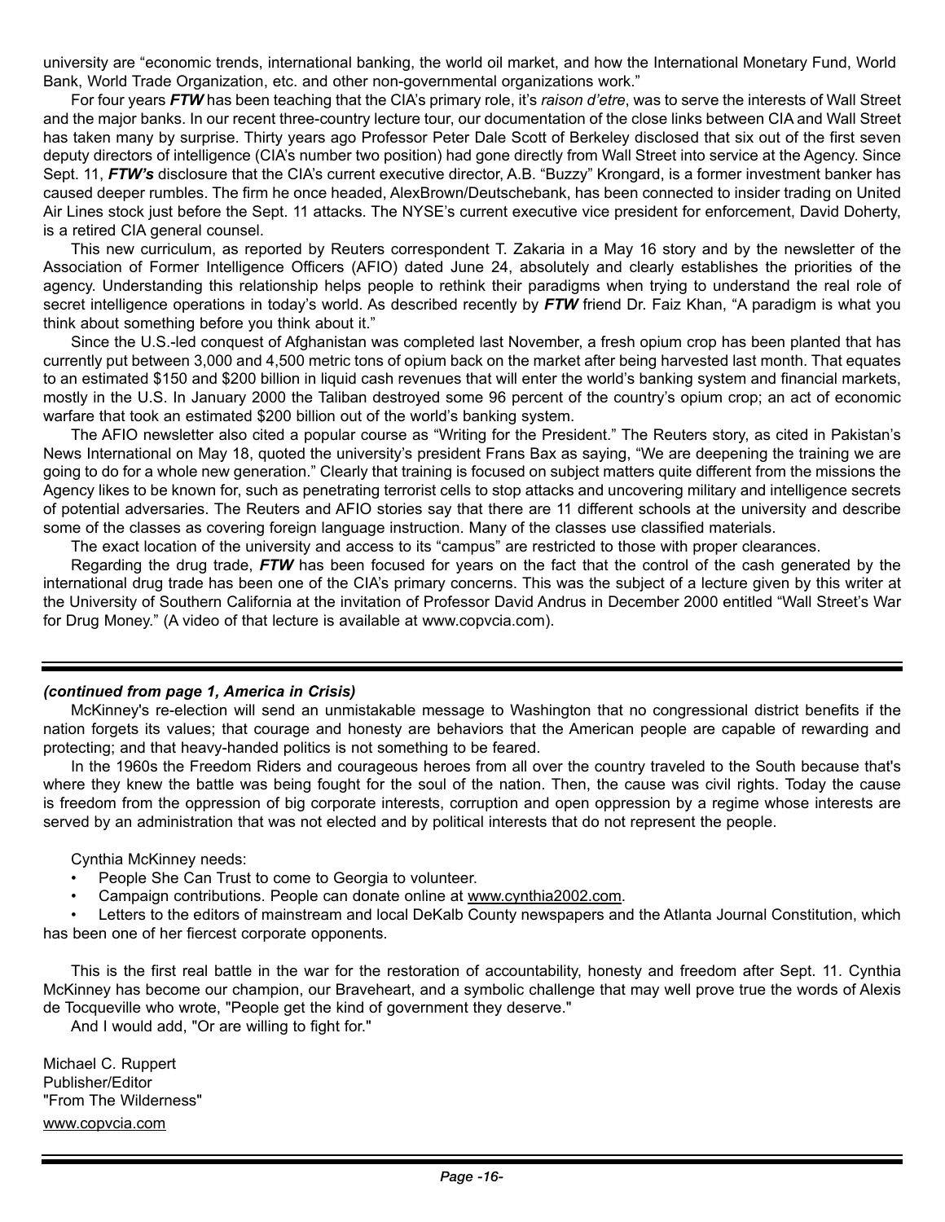university are "economic trends, international banking, the world oil market, and how the International Monetary Fund, World Bank, World Trade Organization, etc. and other non-governmental organizations work."

For four years ***FTW*** has been teaching that the CIA's primary role, it's *raison d'etre*, was to serve the interests of Wall Street and the major banks. In our recent three-country lecture tour, our documentation of the close links between CIA and Wall Street has taken many by surprise. Thirty years ago Professor Peter Dale Scott of Berkeley disclosed that six out of the first seven deputy directors of intelligence (CIA's number two position) had gone directly from Wall Street into service at the Agency. Since Sept. 11, ***FTW's*** disclosure that the CIA's current executive director, A.B. "Buzzy" Krongard, is a former investment banker has caused deeper rumbles. The firm he once headed, AlexBrown/Deutschebank, has been connected to insider trading on United Air Lines stock just before the Sept. 11 attacks. The NYSE's current executive vice president for enforcement, David Doherty, is a retired CIA general counsel.

This new curriculum, as reported by Reuters correspondent T. Zakaria in a May 16 story and by the newsletter of the Association of Former Intelligence Officers (AFIO) dated June 24, absolutely and clearly establishes the priorities of the agency. Understanding this relationship helps people to rethink their paradigms when trying to understand the real role of secret intelligence operations in today's world. As described recently by ***FTW*** friend Dr. Faiz Khan, "A paradigm is what you think about something before you think about it."

Since the U.S.-led conquest of Afghanistan was completed last November, a fresh opium crop has been planted that has currently put between 3,000 and 4,500 metric tons of opium back on the market after being harvested last month. That equates to an estimated $150 and $200 billion in liquid cash revenues that will enter the world's banking system and financial markets, mostly in the U.S. In January 2000 the Taliban destroyed some 96 percent of the country's opium crop; an act of economic warfare that took an estimated $200 billion out of the world's banking system.

The AFIO newsletter also cited a popular course as "Writing for the President." The Reuters story, as cited in Pakistan's News International on May 18, quoted the university's president Frans Bax as saying, "We are deepening the training we are going to do for a whole new generation." Clearly that training is focused on subject matters quite different from the missions the Agency likes to be known for, such as penetrating terrorist cells to stop attacks and uncovering military and intelligence secrets of potential adversaries. The Reuters and AFIO stories say that there are 11 different schools at the university and describe some of the classes as covering foreign language instruction. Many of the classes use classified materials.

The exact location of the university and access to its "campus" are restricted to those with proper clearances.

Regarding the drug trade, ***FTW*** has been focused for years on the fact that the control of the cash generated by the international drug trade has been one of the CIA's primary concerns. This was the subject of a lecture given by this writer at the University of Southern California at the invitation of Professor David Andrus in December 2000 entitled "Wall Street's War for Drug Money." (A video of that lecture is available at www.copvcia.com).

---

***(continued from page 1, America in Crisis)***

McKinney's re-election will send an unmistakable message to Washington that no congressional district benefits if the nation forgets its values; that courage and honesty are behaviors that the American people are capable of rewarding and protecting; and that heavy-handed politics is not something to be feared.

In the 1960s the Freedom Riders and courageous heroes from all over the country traveled to the South because that's where they knew the battle was being fought for the soul of the nation. Then, the cause was civil rights. Today the cause is freedom from the oppression of big corporate interests, corruption and open oppression by a regime whose interests are served by an administration that was not elected and by political interests that do not represent the people.

Cynthia McKinney needs:

- People She Can Trust to come to Georgia to volunteer.
- Campaign contributions. People can donate online at www.cynthia2002.com.
- Letters to the editors of mainstream and local DeKalb County newspapers and the Atlanta Journal Constitution, which has been one of her fiercest corporate opponents.

This is the first real battle in the war for the restoration of accountability, honesty and freedom after Sept. 11. Cynthia McKinney has become our champion, our Braveheart, and a symbolic challenge that may well prove true the words of Alexis de Tocqueville who wrote, "People get the kind of government they deserve."

And I would add, "Or are willing to fight for."

Michael C. Ruppert
Publisher/Editor
"From The Wilderness"
www.copvcia.com